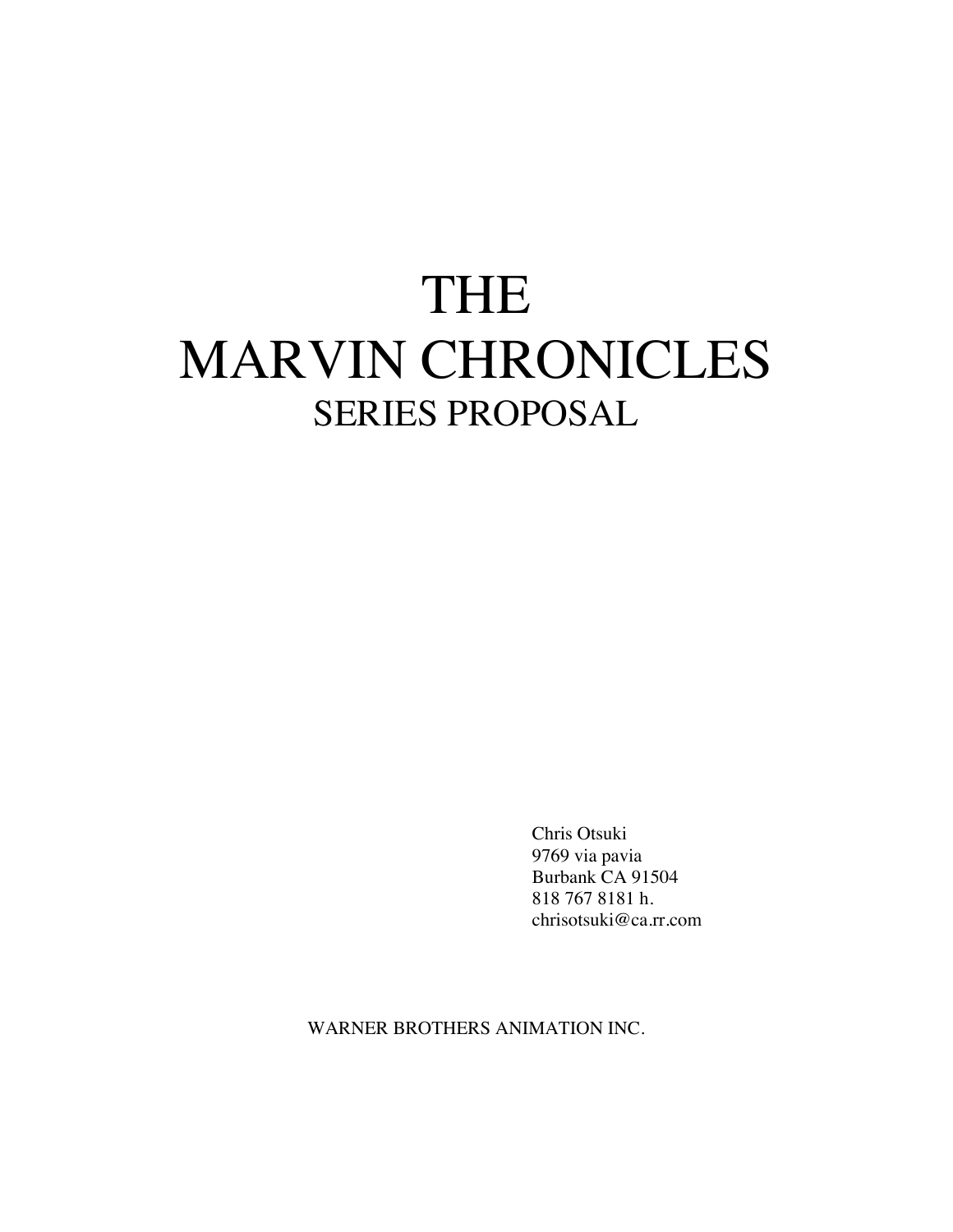# THE MARVIN CHRONICLES

## SERIES PROPOSAL

Chris Otsuki
9769 via pavia
Burbank CA 91504
818 767 8181 h.
chrisotsuki@ca.rr.com

WARNER BROTHERS ANIMATION INC.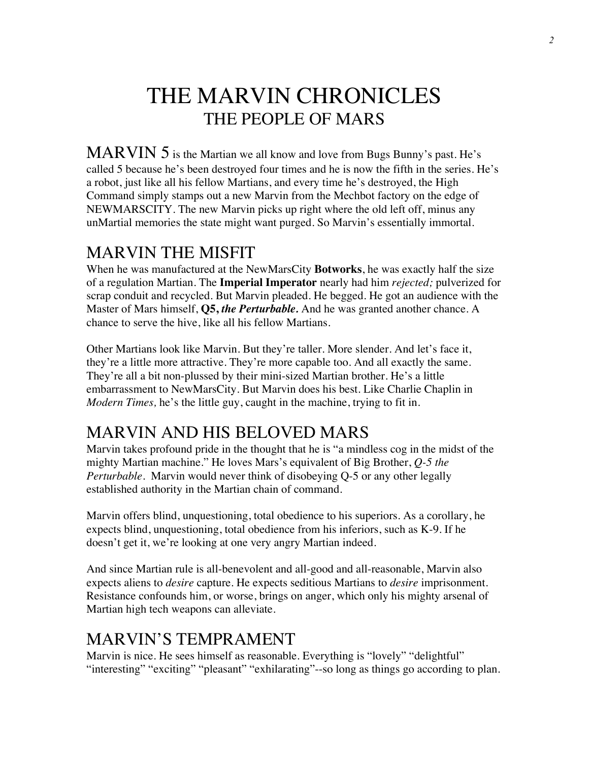# THE MARVIN CHRONICLES
## THE PEOPLE OF MARS

MARVIN 5 is the Martian we all know and love from Bugs Bunny's past. He's called 5 because he's been destroyed four times and he is now the fifth in the series. He's a robot, just like all his fellow Martians, and every time he's destroyed, the High Command simply stamps out a new Marvin from the Mechbot factory on the edge of NEWMARSCITY. The new Marvin picks up right where the old left off, minus any unMartial memories the state might want purged. So Marvin's essentially immortal.

## MARVIN THE MISFIT

When he was manufactured at the NewMarsCity **Botworks**, he was exactly half the size of a regulation Martian. The **Imperial Imperator** nearly had him *rejected;* pulverized for scrap conduit and recycled. But Marvin pleaded. He begged. He got an audience with the Master of Mars himself, **Q5,** ***the Perturbable.*** And he was granted another chance. A chance to serve the hive, like all his fellow Martians.

Other Martians look like Marvin. But they're taller. More slender. And let's face it, they're a little more attractive. They're more capable too. And all exactly the same. They're all a bit non-plussed by their mini-sized Martian brother. He's a little embarrassment to NewMarsCity. But Marvin does his best. Like Charlie Chaplin in *Modern Times,* he's the little guy, caught in the machine, trying to fit in.

## MARVIN AND HIS BELOVED MARS

Marvin takes profound pride in the thought that he is "a mindless cog in the midst of the mighty Martian machine." He loves Mars's equivalent of Big Brother, *Q-5 the Perturbable*. Marvin would never think of disobeying Q-5 or any other legally established authority in the Martian chain of command.

Marvin offers blind, unquestioning, total obedience to his superiors. As a corollary, he expects blind, unquestioning, total obedience from his inferiors, such as K-9. If he doesn't get it, we're looking at one very angry Martian indeed.

And since Martian rule is all-benevolent and all-good and all-reasonable, Marvin also expects aliens to *desire* capture. He expects seditious Martians to *desire* imprisonment. Resistance confounds him, or worse, brings on anger, which only his mighty arsenal of Martian high tech weapons can alleviate.

## MARVIN'S TEMPRAMENT

Marvin is nice. He sees himself as reasonable. Everything is "lovely" "delightful" "interesting" "exciting" "pleasant" "exhilarating"--so long as things go according to plan.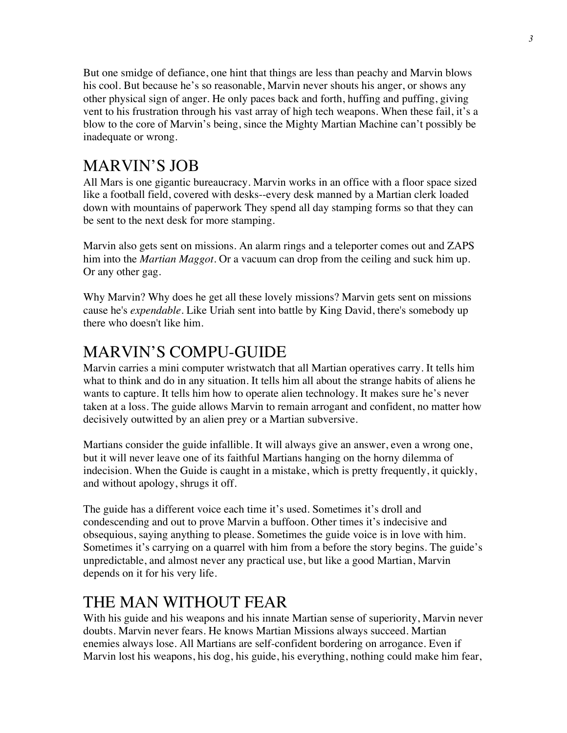But one smidge of defiance, one hint that things are less than peachy and Marvin blows his cool. But because he's so reasonable, Marvin never shouts his anger, or shows any other physical sign of anger. He only paces back and forth, huffing and puffing, giving vent to his frustration through his vast array of high tech weapons. When these fail, it's a blow to the core of Marvin's being, since the Mighty Martian Machine can't possibly be inadequate or wrong.

## MARVIN'S JOB

All Mars is one gigantic bureaucracy. Marvin works in an office with a floor space sized like a football field, covered with desks--every desk manned by a Martian clerk loaded down with mountains of paperwork They spend all day stamping forms so that they can be sent to the next desk for more stamping.

Marvin also gets sent on missions. An alarm rings and a teleporter comes out and ZAPS him into the *Martian Maggot*. Or a vacuum can drop from the ceiling and suck him up. Or any other gag.

Why Marvin? Why does he get all these lovely missions? Marvin gets sent on missions cause he's *expendable*. Like Uriah sent into battle by King David, there's somebody up there who doesn't like him.

## MARVIN'S COMPU-GUIDE

Marvin carries a mini computer wristwatch that all Martian operatives carry. It tells him what to think and do in any situation. It tells him all about the strange habits of aliens he wants to capture. It tells him how to operate alien technology. It makes sure he's never taken at a loss. The guide allows Marvin to remain arrogant and confident, no matter how decisively outwitted by an alien prey or a Martian subversive.

Martians consider the guide infallible. It will always give an answer, even a wrong one, but it will never leave one of its faithful Martians hanging on the horny dilemma of indecision. When the Guide is caught in a mistake, which is pretty frequently, it quickly, and without apology, shrugs it off.

The guide has a different voice each time it's used. Sometimes it's droll and condescending and out to prove Marvin a buffoon. Other times it's indecisive and obsequious, saying anything to please. Sometimes the guide voice is in love with him. Sometimes it's carrying on a quarrel with him from a before the story begins. The guide's unpredictable, and almost never any practical use, but like a good Martian, Marvin depends on it for his very life.

## THE MAN WITHOUT FEAR

With his guide and his weapons and his innate Martian sense of superiority, Marvin never doubts. Marvin never fears. He knows Martian Missions always succeed. Martian enemies always lose. All Martians are self-confident bordering on arrogance. Even if Marvin lost his weapons, his dog, his guide, his everything, nothing could make him fear,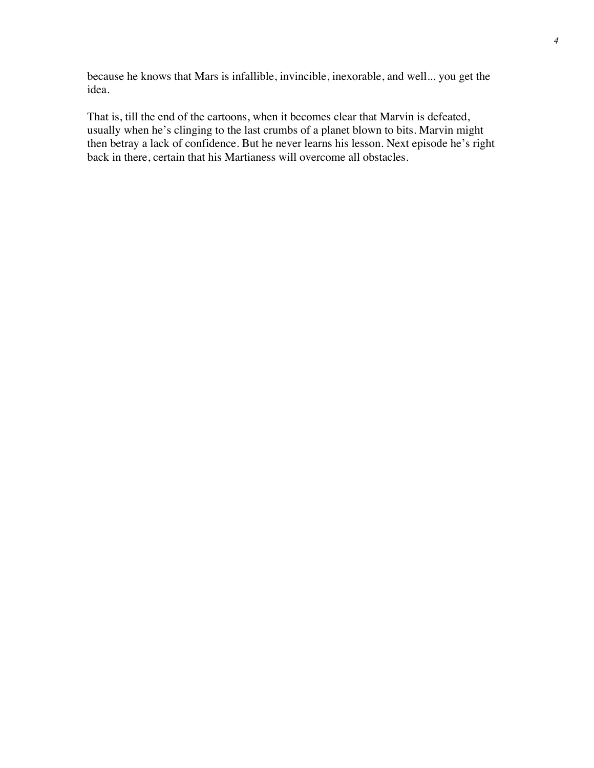because he knows that Mars is infallible, invincible, inexorable, and well... you get the idea.

That is, till the end of the cartoons, when it becomes clear that Marvin is defeated, usually when he's clinging to the last crumbs of a planet blown to bits. Marvin might then betray a lack of confidence. But he never learns his lesson. Next episode he's right back in there, certain that his Martianess will overcome all obstacles.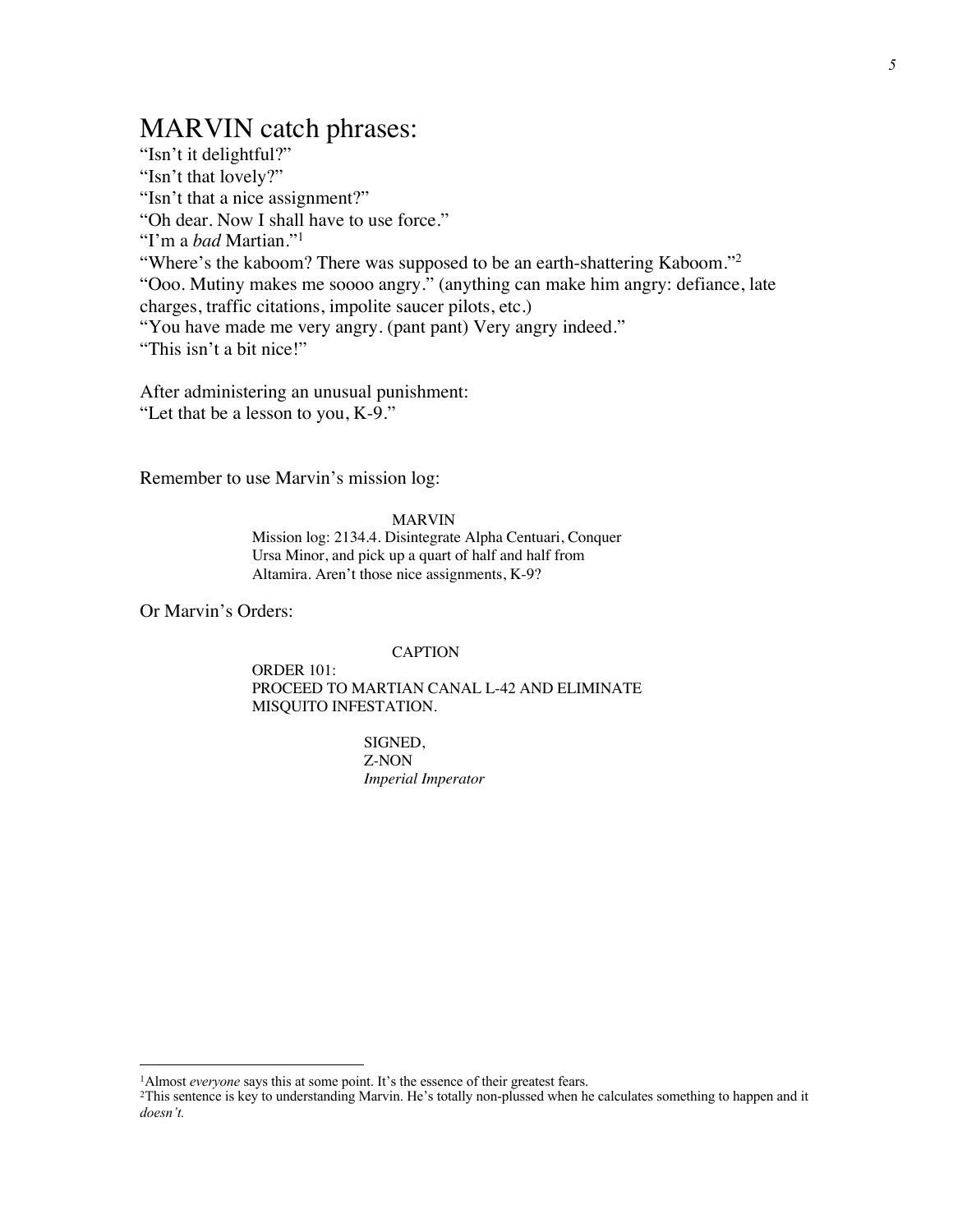# MARVIN catch phrases:

"Isn't it delightful?"
"Isn't that lovely?"
"Isn't that a nice assignment?"
"Oh dear. Now I shall have to use force."
"I'm a *bad* Martian."[1]
"Where's the kaboom? There was supposed to be an earth-shattering Kaboom."[2]
"Ooo. Mutiny makes me soooo angry." (anything can make him angry: defiance, late charges, traffic citations, impolite saucer pilots, etc.)
"You have made me very angry. (pant pant) Very angry indeed."
"This isn't a bit nice!"

After administering an unusual punishment:
"Let that be a lesson to you, K-9."

Remember to use Marvin's mission log:

MARVIN
Mission log: 2134.4. Disintegrate Alpha Centuari, Conquer Ursa Minor, and pick up a quart of half and half from Altamira. Aren't those nice assignments, K-9?

Or Marvin's Orders:

CAPTION
ORDER 101:
PROCEED TO MARTIAN CANAL L-42 AND ELIMINATE MISQUITO INFESTATION.

SIGNED,
Z-NON
*Imperial Imperator*

---

[1]Almost *everyone* says this at some point. It's the essence of their greatest fears.
[2]This sentence is key to understanding Marvin. He's totally non-plussed when he calculates something to happen and it *doesn't.*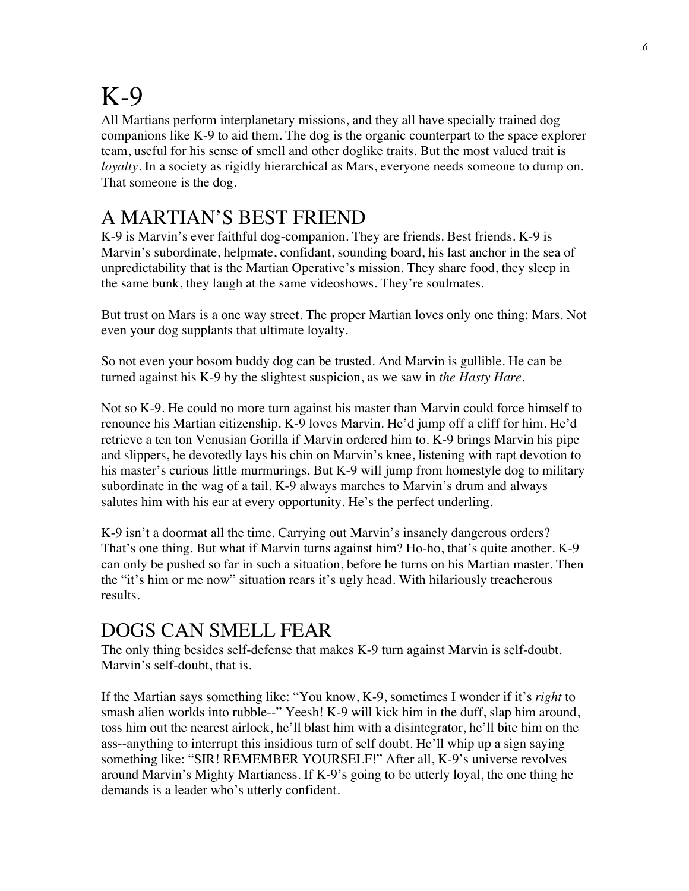# K-9

All Martians perform interplanetary missions, and they all have specially trained dog companions like K-9 to aid them. The dog is the organic counterpart to the space explorer team, useful for his sense of smell and other doglike traits. But the most valued trait is *loyalty*. In a society as rigidly hierarchical as Mars, everyone needs someone to dump on. That someone is the dog.

## A MARTIAN'S BEST FRIEND

K-9 is Marvin's ever faithful dog-companion. They are friends. Best friends. K-9 is Marvin's subordinate, helpmate, confidant, sounding board, his last anchor in the sea of unpredictability that is the Martian Operative's mission. They share food, they sleep in the same bunk, they laugh at the same videoshows. They're soulmates.

But trust on Mars is a one way street. The proper Martian loves only one thing: Mars. Not even your dog supplants that ultimate loyalty.

So not even your bosom buddy dog can be trusted. And Marvin is gullible. He can be turned against his K-9 by the slightest suspicion, as we saw in *the Hasty Hare*.

Not so K-9. He could no more turn against his master than Marvin could force himself to renounce his Martian citizenship. K-9 loves Marvin. He'd jump off a cliff for him. He'd retrieve a ten ton Venusian Gorilla if Marvin ordered him to. K-9 brings Marvin his pipe and slippers, he devotedly lays his chin on Marvin's knee, listening with rapt devotion to his master's curious little murmurings. But K-9 will jump from homestyle dog to military subordinate in the wag of a tail. K-9 always marches to Marvin's drum and always salutes him with his ear at every opportunity. He's the perfect underling.

K-9 isn't a doormat all the time. Carrying out Marvin's insanely dangerous orders? That's one thing. But what if Marvin turns against him? Ho-ho, that's quite another. K-9 can only be pushed so far in such a situation, before he turns on his Martian master. Then the "it's him or me now" situation rears it's ugly head. With hilariously treacherous results.

## DOGS CAN SMELL FEAR

The only thing besides self-defense that makes K-9 turn against Marvin is self-doubt. Marvin's self-doubt, that is.

If the Martian says something like: "You know, K-9, sometimes I wonder if it's *right* to smash alien worlds into rubble--" Yeesh! K-9 will kick him in the duff, slap him around, toss him out the nearest airlock, he'll blast him with a disintegrator, he'll bite him on the ass--anything to interrupt this insidious turn of self doubt. He'll whip up a sign saying something like: "SIR! REMEMBER YOURSELF!" After all, K-9's universe revolves around Marvin's Mighty Martianess. If K-9's going to be utterly loyal, the one thing he demands is a leader who's utterly confident.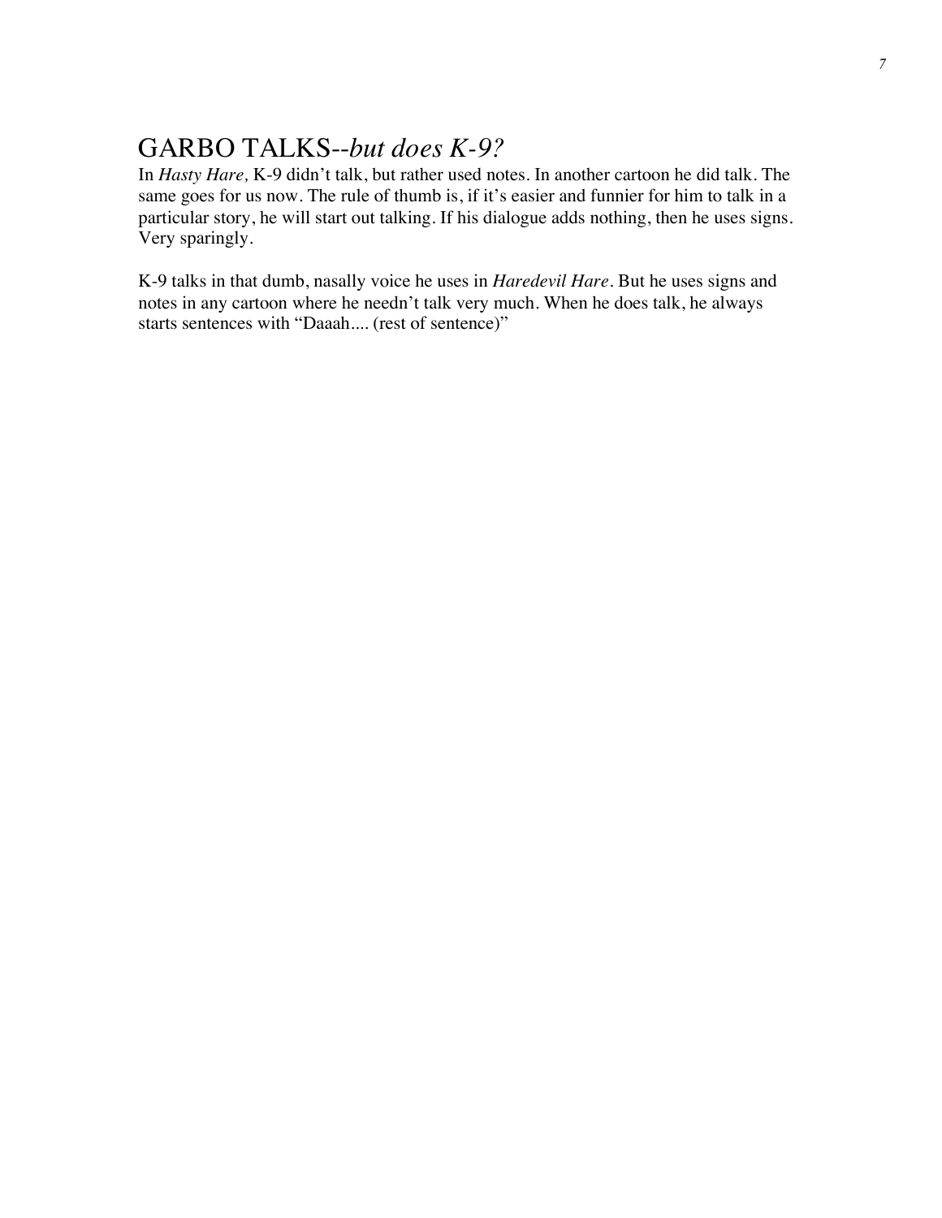## GARBO TALKS--*but does K-9?*

In *Hasty Hare,* K-9 didn't talk, but rather used notes. In another cartoon he did talk. The same goes for us now. The rule of thumb is, if it's easier and funnier for him to talk in a particular story, he will start out talking. If his dialogue adds nothing, then he uses signs. Very sparingly.

K-9 talks in that dumb, nasally voice he uses in *Haredevil Hare*. But he uses signs and notes in any cartoon where he needn't talk very much. When he does talk, he always starts sentences with "Daaah.... (rest of sentence)"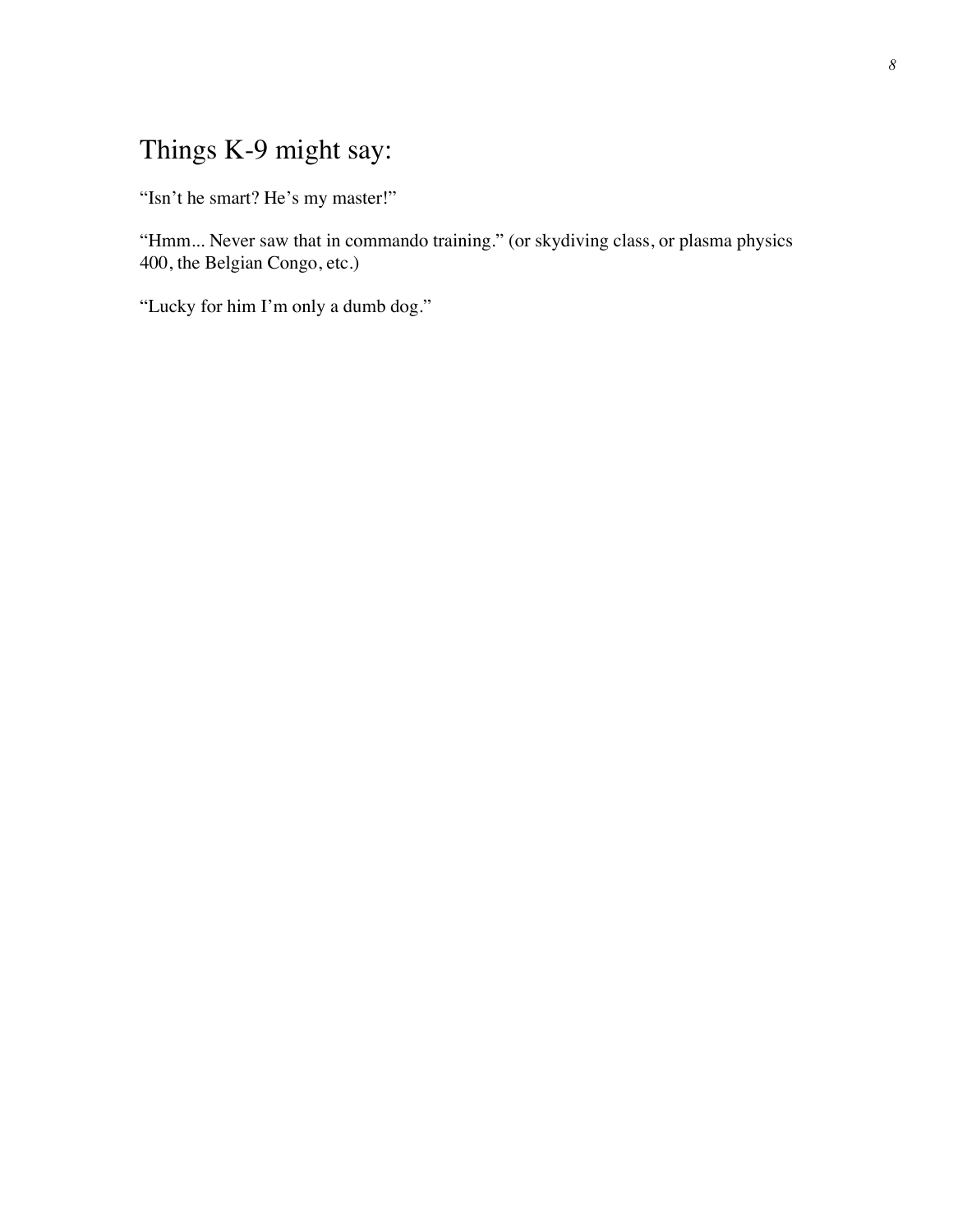## Things K-9 might say:

"Isn't he smart? He's my master!"

"Hmm... Never saw that in commando training." (or skydiving class, or plasma physics 400, the Belgian Congo, etc.)

"Lucky for him I'm only a dumb dog."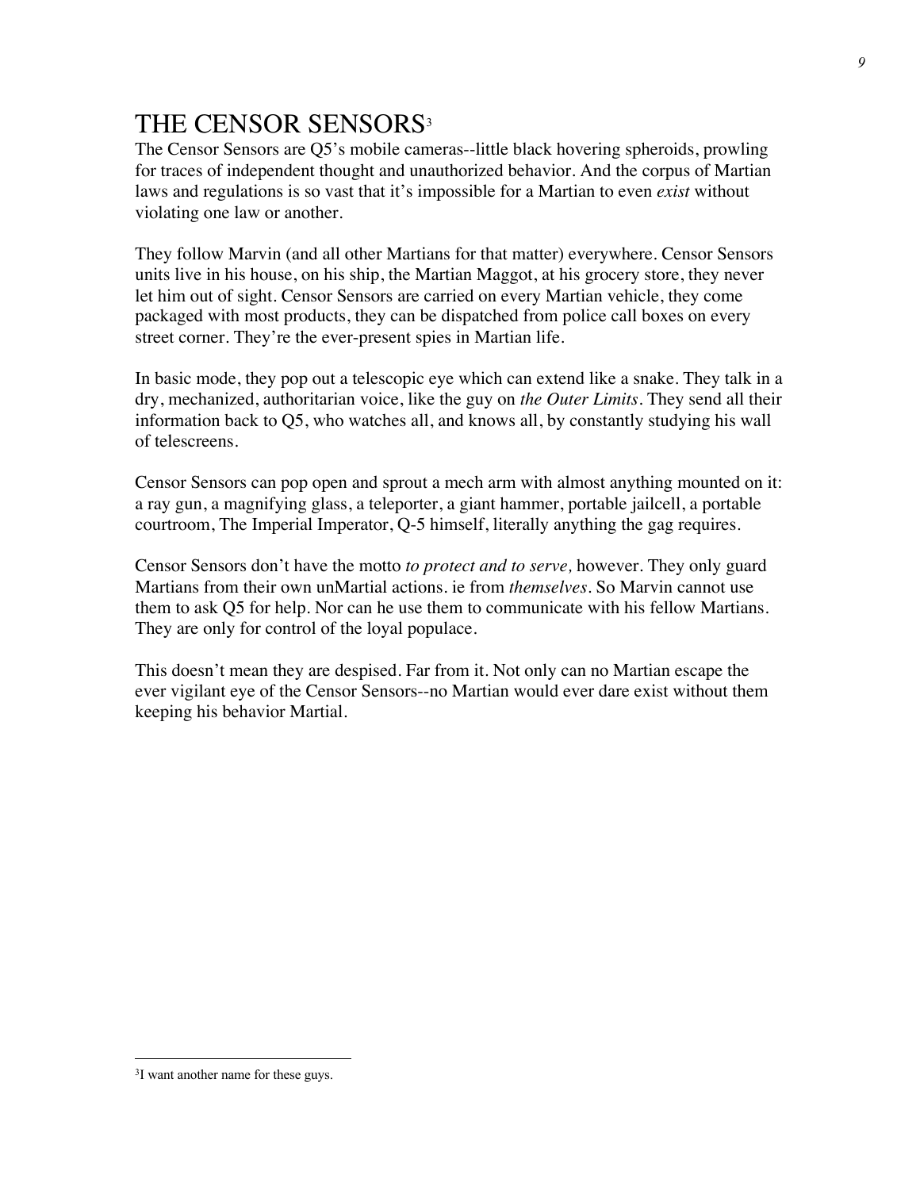# THE CENSOR SENSORS[3]

The Censor Sensors are Q5's mobile cameras--little black hovering spheroids, prowling for traces of independent thought and unauthorized behavior. And the corpus of Martian laws and regulations is so vast that it's impossible for a Martian to even *exist* without violating one law or another.

They follow Marvin (and all other Martians for that matter) everywhere. Censor Sensors units live in his house, on his ship, the Martian Maggot, at his grocery store, they never let him out of sight. Censor Sensors are carried on every Martian vehicle, they come packaged with most products, they can be dispatched from police call boxes on every street corner. They're the ever-present spies in Martian life.

In basic mode, they pop out a telescopic eye which can extend like a snake. They talk in a dry, mechanized, authoritarian voice, like the guy on *the Outer Limits*. They send all their information back to Q5, who watches all, and knows all, by constantly studying his wall of telescreens.

Censor Sensors can pop open and sprout a mech arm with almost anything mounted on it: a ray gun, a magnifying glass, a teleporter, a giant hammer, portable jailcell, a portable courtroom, The Imperial Imperator, Q-5 himself, literally anything the gag requires.

Censor Sensors don't have the motto *to protect and to serve,* however. They only guard Martians from their own unMartial actions. ie from *themselves*. So Marvin cannot use them to ask Q5 for help. Nor can he use them to communicate with his fellow Martians. They are only for control of the loyal populace.

This doesn't mean they are despised. Far from it. Not only can no Martian escape the ever vigilant eye of the Censor Sensors--no Martian would ever dare exist without them keeping his behavior Martial.

---

[3] I want another name for these guys.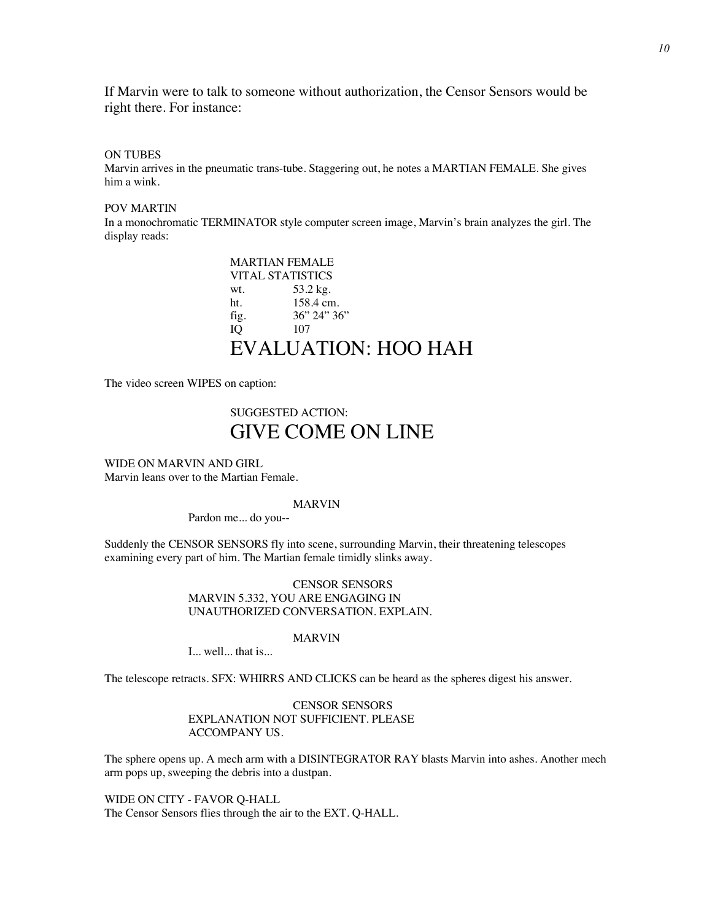If Marvin were to talk to someone without authorization, the Censor Sensors would be right there. For instance:

ON TUBES
Marvin arrives in the pneumatic trans-tube. Staggering out, he notes a MARTIAN FEMALE. She gives him a wink.

POV MARTIN
In a monochromatic TERMINATOR style computer screen image, Marvin's brain analyzes the girl. The display reads:

MARTIAN FEMALE
VITAL STATISTICS
wt. 53.2 kg.
ht. 158.4 cm.
fig. 36" 24" 36"
IQ 107

EVALUATION: HOO HAH

The video screen WIPES on caption:

SUGGESTED ACTION:

GIVE COME ON LINE

WIDE ON MARVIN AND GIRL
Marvin leans over to the Martian Female.

MARVIN
Pardon me... do you--

Suddenly the CENSOR SENSORS fly into scene, surrounding Marvin, their threatening telescopes examining every part of him. The Martian female timidly slinks away.

CENSOR SENSORS
MARVIN 5.332, YOU ARE ENGAGING IN UNAUTHORIZED CONVERSATION. EXPLAIN.

MARVIN
I... well... that is...

The telescope retracts. SFX: WHIRRS AND CLICKS can be heard as the spheres digest his answer.

CENSOR SENSORS
EXPLANATION NOT SUFFICIENT. PLEASE ACCOMPANY US.

The sphere opens up. A mech arm with a DISINTEGRATOR RAY blasts Marvin into ashes. Another mech arm pops up, sweeping the debris into a dustpan.

WIDE ON CITY - FAVOR Q-HALL
The Censor Sensors flies through the air to the EXT. Q-HALL.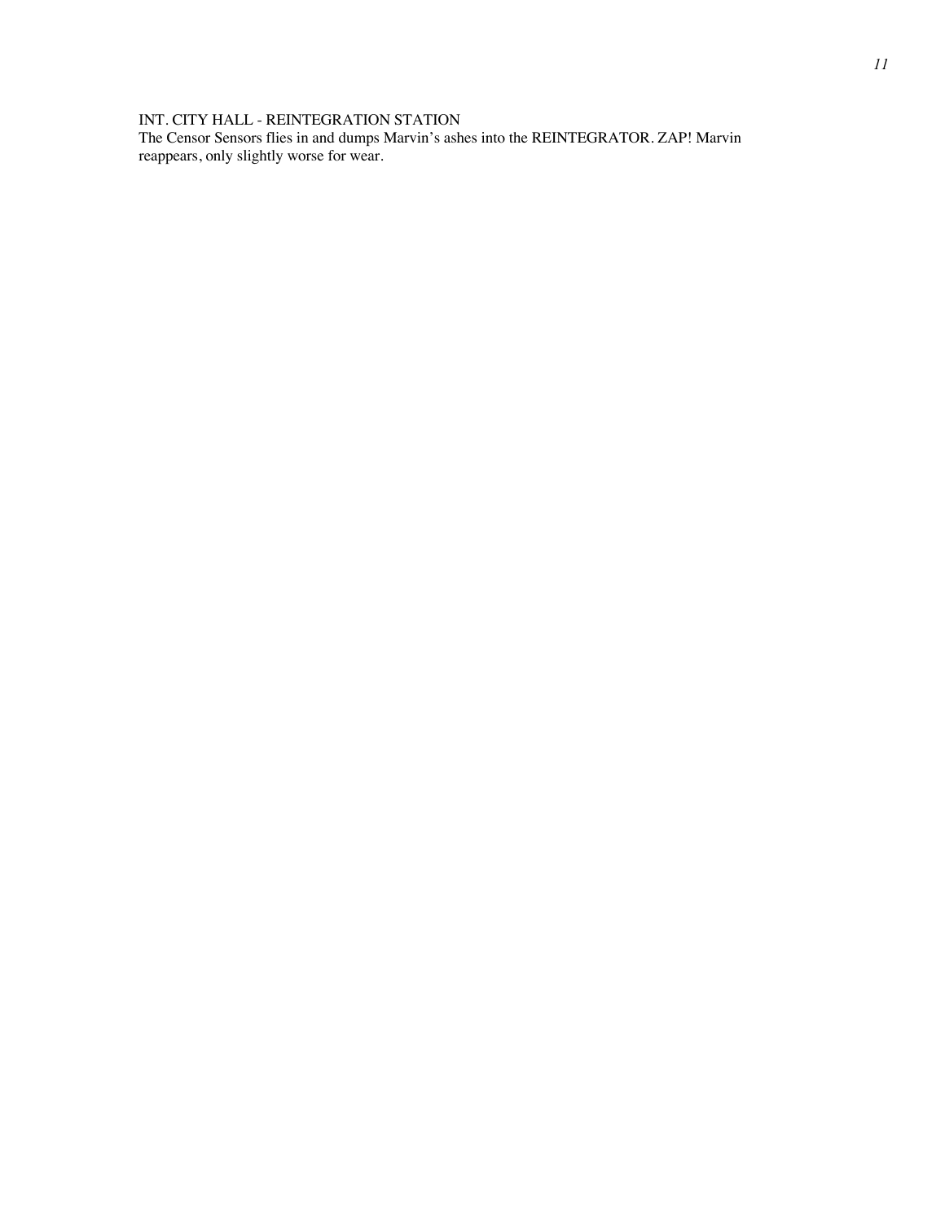INT. CITY HALL - REINTEGRATION STATION
The Censor Sensors flies in and dumps Marvin's ashes into the REINTEGRATOR. ZAP! Marvin reappears, only slightly worse for wear.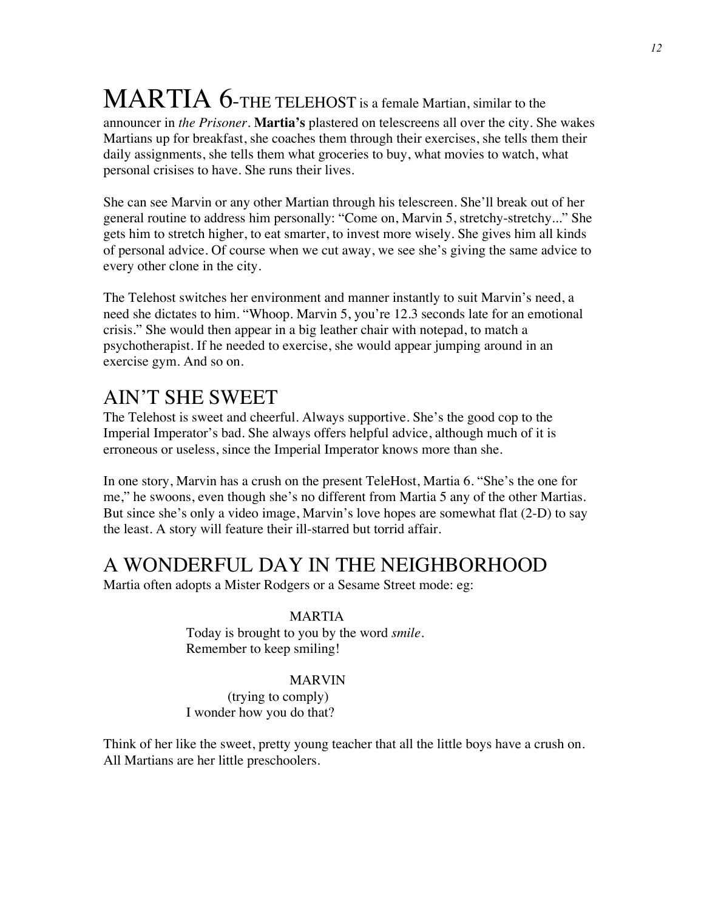# MARTIA 6-THE TELEHOST

MARTIA 6-THE TELEHOST is a female Martian, similar to the announcer in *the Prisoner*. **Martia's** plastered on telescreens all over the city. She wakes Martians up for breakfast, she coaches them through their exercises, she tells them their daily assignments, she tells them what groceries to buy, what movies to watch, what personal crisises to have. She runs their lives.

She can see Marvin or any other Martian through his telescreen. She'll break out of her general routine to address him personally: "Come on, Marvin 5, stretchy-stretchy..." She gets him to stretch higher, to eat smarter, to invest more wisely. She gives him all kinds of personal advice. Of course when we cut away, we see she's giving the same advice to every other clone in the city.

The Telehost switches her environment and manner instantly to suit Marvin's need, a need she dictates to him. "Whoop. Marvin 5, you're 12.3 seconds late for an emotional crisis." She would then appear in a big leather chair with notepad, to match a psychotherapist. If he needed to exercise, she would appear jumping around in an exercise gym. And so on.

## AIN'T SHE SWEET

The Telehost is sweet and cheerful. Always supportive. She's the good cop to the Imperial Imperator's bad. She always offers helpful advice, although much of it is erroneous or useless, since the Imperial Imperator knows more than she.

In one story, Marvin has a crush on the present TeleHost, Martia 6. "She's the one for me," he swoons, even though she's no different from Martia 5 any of the other Martias. But since she's only a video image, Marvin's love hopes are somewhat flat (2-D) to say the least. A story will feature their ill-starred but torrid affair.

## A WONDERFUL DAY IN THE NEIGHBORHOOD

Martia often adopts a Mister Rodgers or a Sesame Street mode: eg:

MARTIA
Today is brought to you by the word *smile*.
Remember to keep smiling!

MARVIN
(trying to comply)
I wonder how you do that?

Think of her like the sweet, pretty young teacher that all the little boys have a crush on. All Martians are her little preschoolers.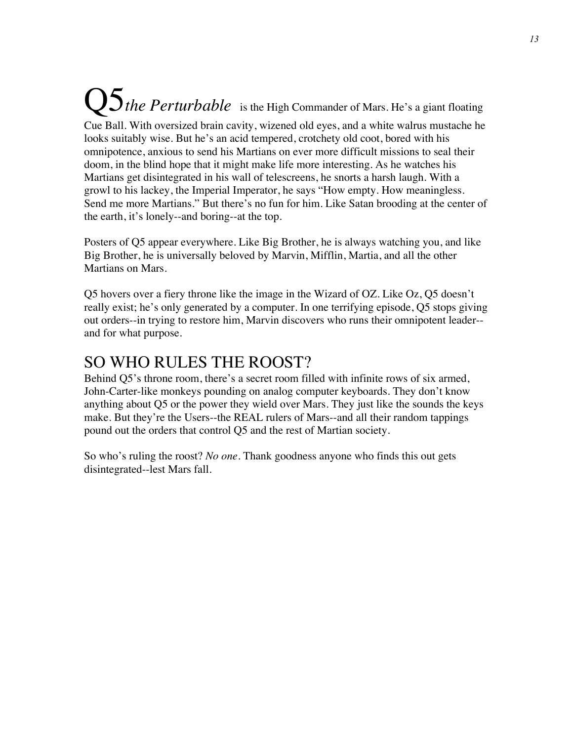Q5 *the Perturbable* is the High Commander of Mars. He's a giant floating Cue Ball. With oversized brain cavity, wizened old eyes, and a white walrus mustache he looks suitably wise. But he's an acid tempered, crotchety old coot, bored with his omnipotence, anxious to send his Martians on ever more difficult missions to seal their doom, in the blind hope that it might make life more interesting. As he watches his Martians get disintegrated in his wall of telescreens, he snorts a harsh laugh. With a growl to his lackey, the Imperial Imperator, he says "How empty. How meaningless. Send me more Martians." But there's no fun for him. Like Satan brooding at the center of the earth, it's lonely--and boring--at the top.

Posters of Q5 appear everywhere. Like Big Brother, he is always watching you, and like Big Brother, he is universally beloved by Marvin, Mifflin, Martia, and all the other Martians on Mars.

Q5 hovers over a fiery throne like the image in the Wizard of OZ. Like Oz, Q5 doesn't really exist; he's only generated by a computer. In one terrifying episode, Q5 stops giving out orders--in trying to restore him, Marvin discovers who runs their omnipotent leader--and for what purpose.

## SO WHO RULES THE ROOST?

Behind Q5's throne room, there's a secret room filled with infinite rows of six armed, John-Carter-like monkeys pounding on analog computer keyboards. They don't know anything about Q5 or the power they wield over Mars. They just like the sounds the keys make. But they're the Users--the REAL rulers of Mars--and all their random tappings pound out the orders that control Q5 and the rest of Martian society.

So who's ruling the roost? *No one*. Thank goodness anyone who finds this out gets disintegrated--lest Mars fall.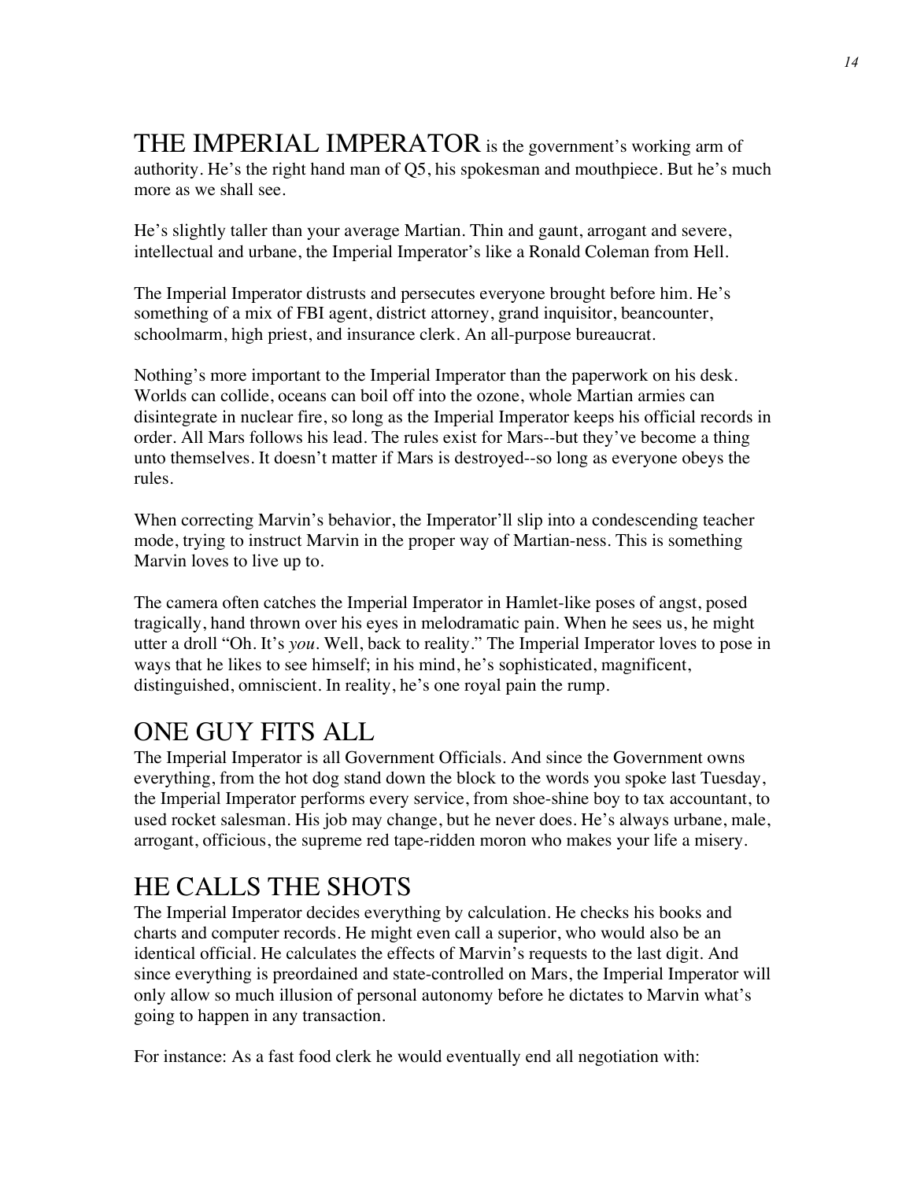**THE IMPERIAL IMPERATOR** is the government's working arm of authority. He's the right hand man of Q5, his spokesman and mouthpiece. But he's much more as we shall see.

He's slightly taller than your average Martian. Thin and gaunt, arrogant and severe, intellectual and urbane, the Imperial Imperator's like a Ronald Coleman from Hell.

The Imperial Imperator distrusts and persecutes everyone brought before him. He's something of a mix of FBI agent, district attorney, grand inquisitor, beancounter, schoolmarm, high priest, and insurance clerk. An all-purpose bureaucrat.

Nothing's more important to the Imperial Imperator than the paperwork on his desk. Worlds can collide, oceans can boil off into the ozone, whole Martian armies can disintegrate in nuclear fire, so long as the Imperial Imperator keeps his official records in order. All Mars follows his lead. The rules exist for Mars--but they've become a thing unto themselves. It doesn't matter if Mars is destroyed--so long as everyone obeys the rules.

When correcting Marvin's behavior, the Imperator'll slip into a condescending teacher mode, trying to instruct Marvin in the proper way of Martian-ness. This is something Marvin loves to live up to.

The camera often catches the Imperial Imperator in Hamlet-like poses of angst, posed tragically, hand thrown over his eyes in melodramatic pain. When he sees us, he might utter a droll "Oh. It's *you*. Well, back to reality." The Imperial Imperator loves to pose in ways that he likes to see himself; in his mind, he's sophisticated, magnificent, distinguished, omniscient. In reality, he's one royal pain the rump.

## ONE GUY FITS ALL

The Imperial Imperator is all Government Officials. And since the Government owns everything, from the hot dog stand down the block to the words you spoke last Tuesday, the Imperial Imperator performs every service, from shoe-shine boy to tax accountant, to used rocket salesman. His job may change, but he never does. He's always urbane, male, arrogant, officious, the supreme red tape-ridden moron who makes your life a misery.

## HE CALLS THE SHOTS

The Imperial Imperator decides everything by calculation. He checks his books and charts and computer records. He might even call a superior, who would also be an identical official. He calculates the effects of Marvin's requests to the last digit. And since everything is preordained and state-controlled on Mars, the Imperial Imperator will only allow so much illusion of personal autonomy before he dictates to Marvin what's going to happen in any transaction.

For instance: As a fast food clerk he would eventually end all negotiation with: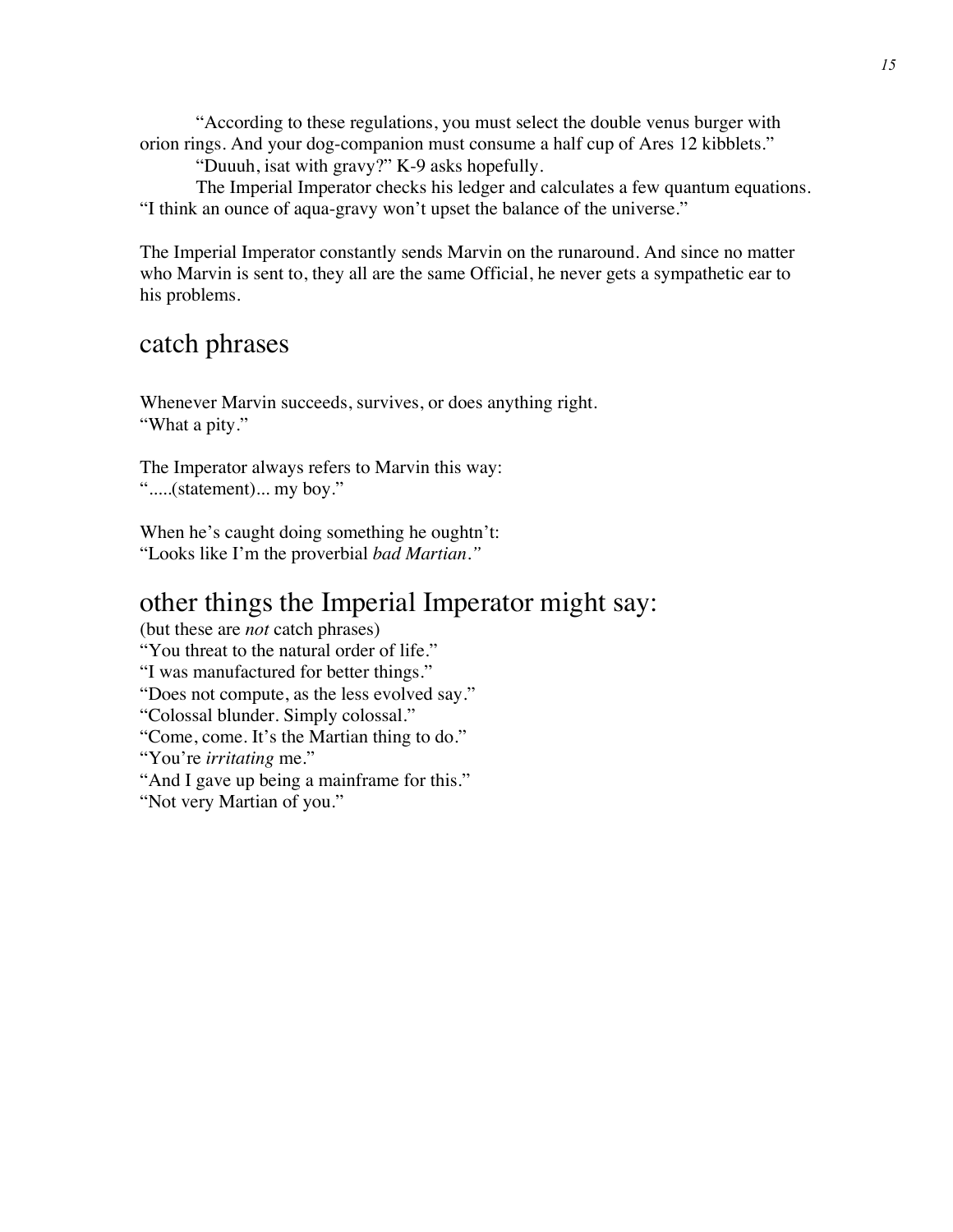“According to these regulations, you must select the double venus burger with orion rings. And your dog-companion must consume a half cup of Ares 12 kibblets.”

“Duuuh, isat with gravy?” K-9 asks hopefully.

The Imperial Imperator checks his ledger and calculates a few quantum equations. “I think an ounce of aqua-gravy won’t upset the balance of the universe.”

The Imperial Imperator constantly sends Marvin on the runaround. And since no matter who Marvin is sent to, they all are the same Official, he never gets a sympathetic ear to his problems.

## catch phrases

Whenever Marvin succeeds, survives, or does anything right.
“What a pity.”

The Imperator always refers to Marvin this way:
“.....(statement)... my boy.”

When he’s caught doing something he oughtn’t:
“Looks like I’m the proverbial *bad Martian.”*

## other things the Imperial Imperator might say:

(but these are *not* catch phrases)
“You threat to the natural order of life.”
“I was manufactured for better things.”
“Does not compute, as the less evolved say.”
“Colossal blunder. Simply colossal.”
“Come, come. It’s the Martian thing to do.”
“You’re *irritating* me.”
“And I gave up being a mainframe for this.”
“Not very Martian of you.”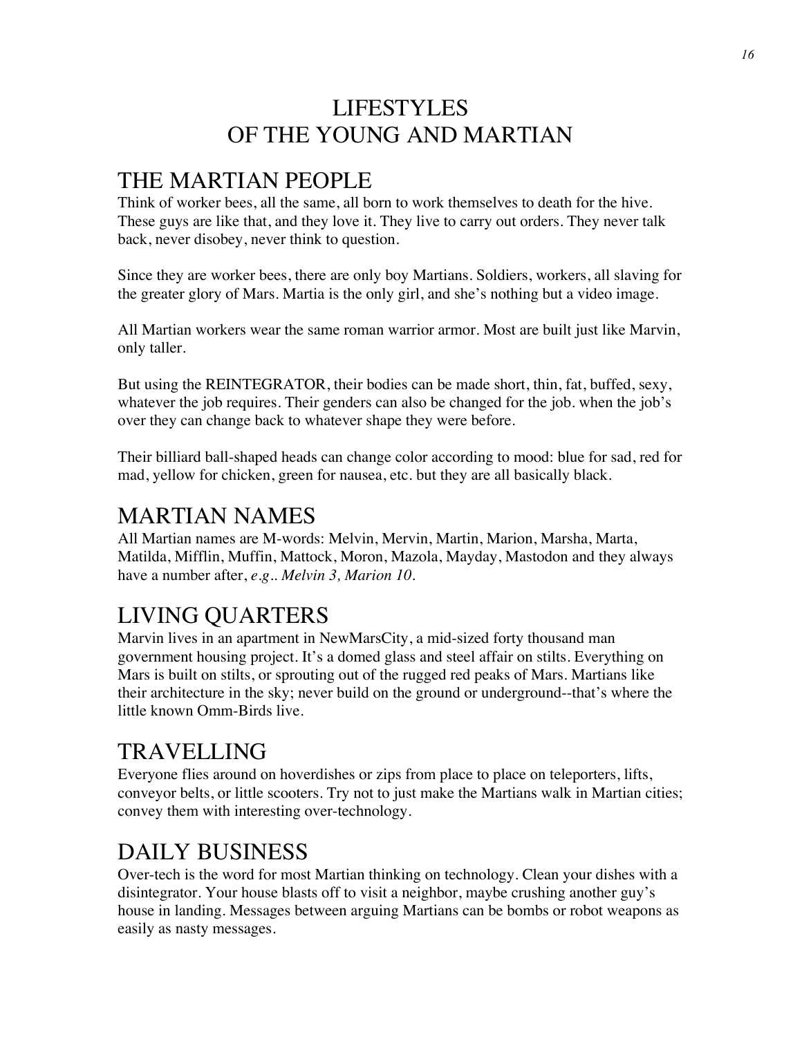# LIFESTYLES
# OF THE YOUNG AND MARTIAN

## THE MARTIAN PEOPLE

Think of worker bees, all the same, all born to work themselves to death for the hive. These guys are like that, and they love it. They live to carry out orders. They never talk back, never disobey, never think to question.

Since they are worker bees, there are only boy Martians. Soldiers, workers, all slaving for the greater glory of Mars. Martia is the only girl, and she's nothing but a video image.

All Martian workers wear the same roman warrior armor. Most are built just like Marvin, only taller.

But using the REINTEGRATOR, their bodies can be made short, thin, fat, buffed, sexy, whatever the job requires. Their genders can also be changed for the job. when the job's over they can change back to whatever shape they were before.

Their billiard ball-shaped heads can change color according to mood: blue for sad, red for mad, yellow for chicken, green for nausea, etc. but they are all basically black.

## MARTIAN NAMES

All Martian names are M-words: Melvin, Mervin, Martin, Marion, Marsha, Marta, Matilda, Mifflin, Muffin, Mattock, Moron, Mazola, Mayday, Mastodon and they always have a number after, *e.g.. Melvin 3, Marion 10.*

## LIVING QUARTERS

Marvin lives in an apartment in NewMarsCity, a mid-sized forty thousand man government housing project. It's a domed glass and steel affair on stilts. Everything on Mars is built on stilts, or sprouting out of the rugged red peaks of Mars. Martians like their architecture in the sky; never build on the ground or underground--that's where the little known Omm-Birds live.

## TRAVELLING

Everyone flies around on hoverdishes or zips from place to place on teleporters, lifts, conveyor belts, or little scooters. Try not to just make the Martians walk in Martian cities; convey them with interesting over-technology.

## DAILY BUSINESS

Over-tech is the word for most Martian thinking on technology. Clean your dishes with a disintegrator. Your house blasts off to visit a neighbor, maybe crushing another guy's house in landing. Messages between arguing Martians can be bombs or robot weapons as easily as nasty messages.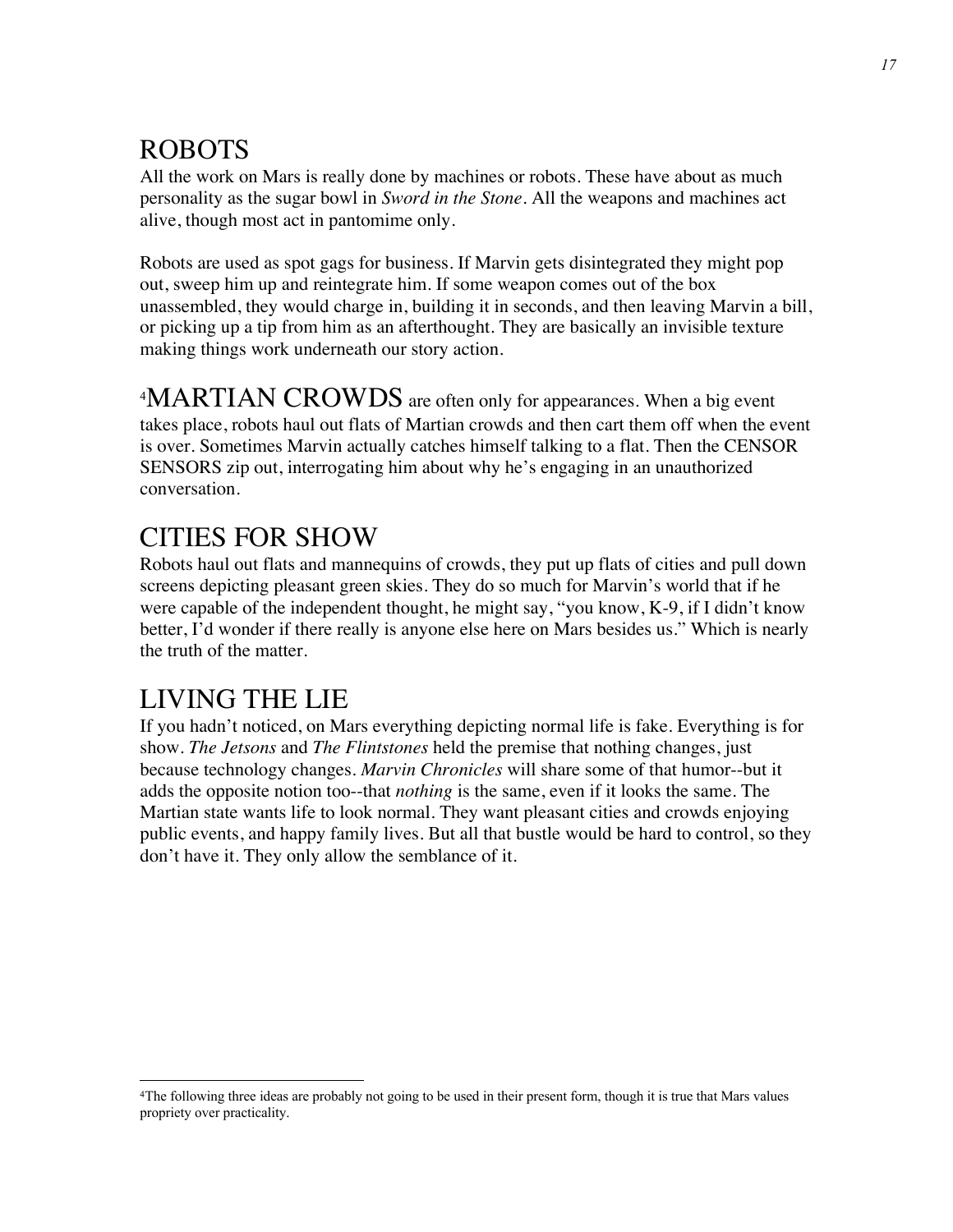## ROBOTS

All the work on Mars is really done by machines or robots. These have about as much personality as the sugar bowl in *Sword in the Stone*. All the weapons and machines act alive, though most act in pantomime only.

Robots are used as spot gags for business. If Marvin gets disintegrated they might pop out, sweep him up and reintegrate him. If some weapon comes out of the box unassembled, they would charge in, building it in seconds, and then leaving Marvin a bill, or picking up a tip from him as an afterthought. They are basically an invisible texture making things work underneath our story action.

[4]MARTIAN CROWDS are often only for appearances. When a big event takes place, robots haul out flats of Martian crowds and then cart them off when the event is over. Sometimes Marvin actually catches himself talking to a flat. Then the CENSOR SENSORS zip out, interrogating him about why he's engaging in an unauthorized conversation.

## CITIES FOR SHOW

Robots haul out flats and mannequins of crowds, they put up flats of cities and pull down screens depicting pleasant green skies. They do so much for Marvin's world that if he were capable of the independent thought, he might say, "you know, K-9, if I didn't know better, I'd wonder if there really is anyone else here on Mars besides us." Which is nearly the truth of the matter.

## LIVING THE LIE

If you hadn't noticed, on Mars everything depicting normal life is fake. Everything is for show. *The Jetsons* and *The Flintstones* held the premise that nothing changes, just because technology changes. *Marvin Chronicles* will share some of that humor--but it adds the opposite notion too--that *nothing* is the same, even if it looks the same. The Martian state wants life to look normal. They want pleasant cities and crowds enjoying public events, and happy family lives. But all that bustle would be hard to control, so they don't have it. They only allow the semblance of it.

---

[4]The following three ideas are probably not going to be used in their present form, though it is true that Mars values propriety over practicality.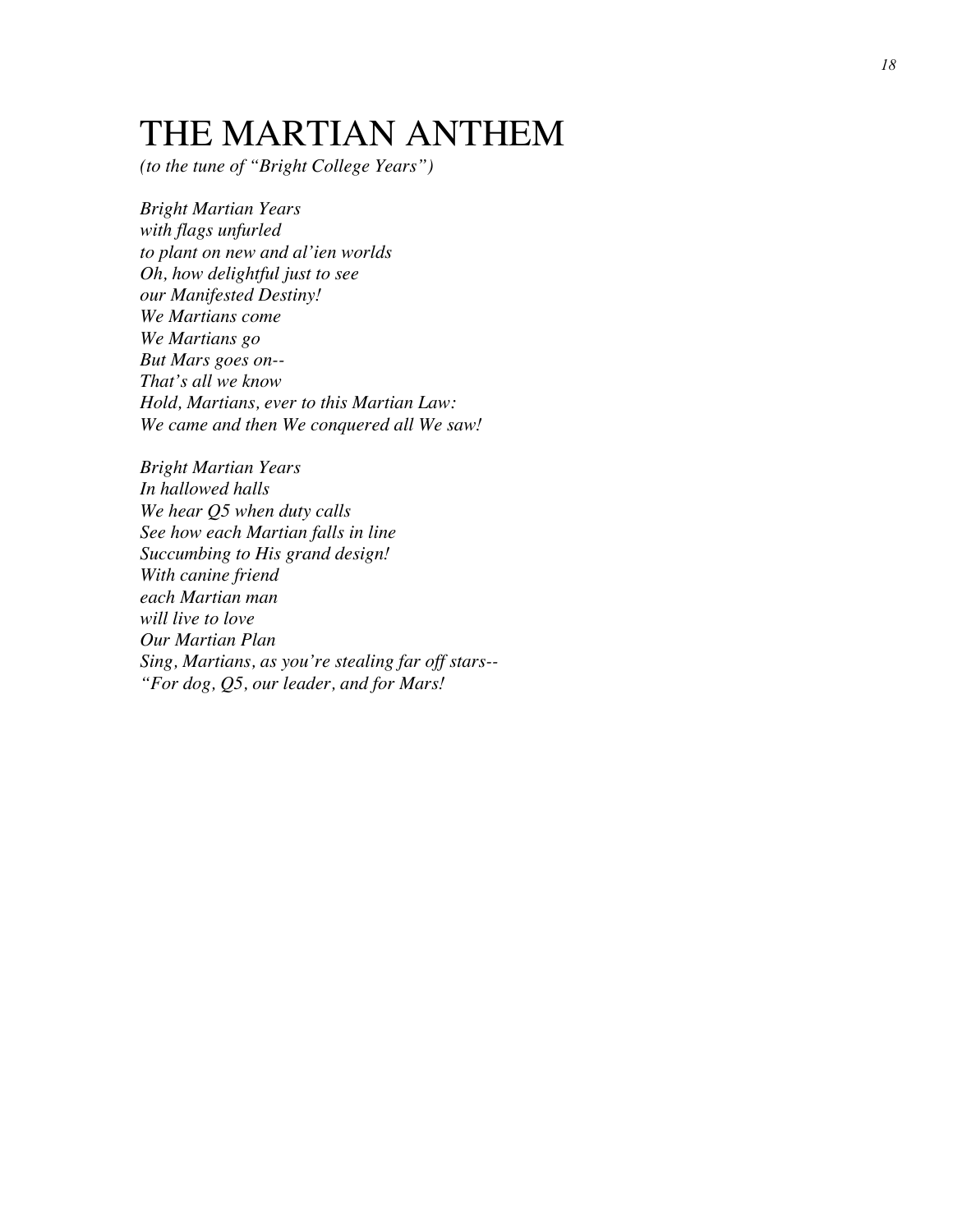# THE MARTIAN ANTHEM

*(to the tune of "Bright College Years")*

*Bright Martian Years*
*with flags unfurled*
*to plant on new and al'ien worlds*
*Oh, how delightful just to see*
*our Manifested Destiny!*
*We Martians come*
*We Martians go*
*But Mars goes on--*
*That's all we know*
*Hold, Martians, ever to this Martian Law:*
*We came and then We conquered all We saw!*

*Bright Martian Years*
*In hallowed halls*
*We hear Q5 when duty calls*
*See how each Martian falls in line*
*Succumbing to His grand design!*
*With canine friend*
*each Martian man*
*will live to love*
*Our Martian Plan*
*Sing, Martians, as you're stealing far off stars--*
*"For dog, Q5, our leader, and for Mars!*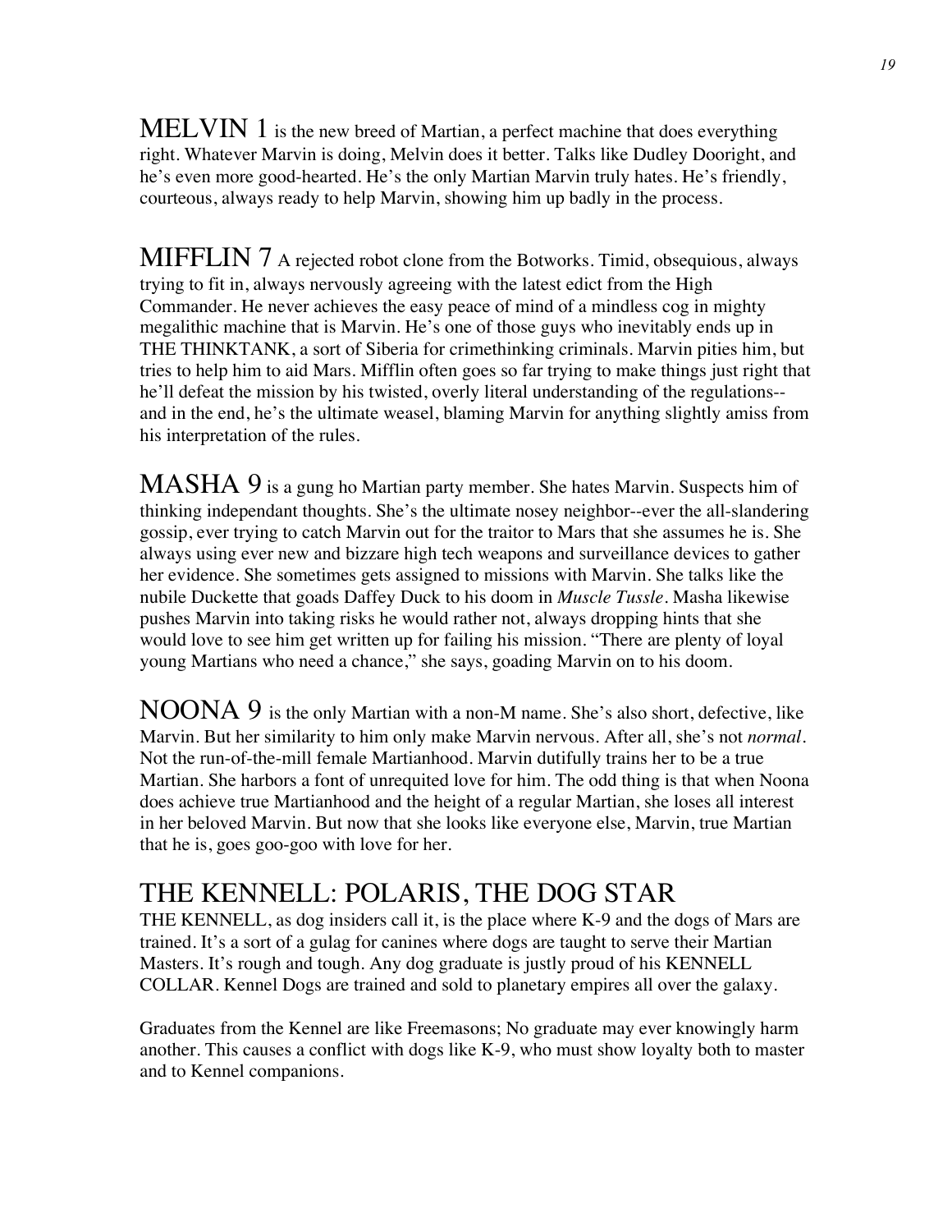MELVIN 1 is the new breed of Martian, a perfect machine that does everything right. Whatever Marvin is doing, Melvin does it better. Talks like Dudley Dooright, and he's even more good-hearted. He's the only Martian Marvin truly hates. He's friendly, courteous, always ready to help Marvin, showing him up badly in the process.

MIFFLIN 7 A rejected robot clone from the Botworks. Timid, obsequious, always trying to fit in, always nervously agreeing with the latest edict from the High Commander. He never achieves the easy peace of mind of a mindless cog in mighty megalithic machine that is Marvin. He's one of those guys who inevitably ends up in THE THINKTANK, a sort of Siberia for crimethinking criminals. Marvin pities him, but tries to help him to aid Mars. Mifflin often goes so far trying to make things just right that he'll defeat the mission by his twisted, overly literal understanding of the regulations--and in the end, he's the ultimate weasel, blaming Marvin for anything slightly amiss from his interpretation of the rules.

MASHA 9 is a gung ho Martian party member. She hates Marvin. Suspects him of thinking independant thoughts. She's the ultimate nosey neighbor--ever the all-slandering gossip, ever trying to catch Marvin out for the traitor to Mars that she assumes he is. She always using ever new and bizzare high tech weapons and surveillance devices to gather her evidence. She sometimes gets assigned to missions with Marvin. She talks like the nubile Duckette that goads Daffey Duck to his doom in *Muscle Tussle*. Masha likewise pushes Marvin into taking risks he would rather not, always dropping hints that she would love to see him get written up for failing his mission. "There are plenty of loyal young Martians who need a chance," she says, goading Marvin on to his doom.

NOONA 9 is the only Martian with a non-M name. She's also short, defective, like Marvin. But her similarity to him only make Marvin nervous. After all, she's not *normal*. Not the run-of-the-mill female Martianhood. Marvin dutifully trains her to be a true Martian. She harbors a font of unrequited love for him. The odd thing is that when Noona does achieve true Martianhood and the height of a regular Martian, she loses all interest in her beloved Marvin. But now that she looks like everyone else, Marvin, true Martian that he is, goes goo-goo with love for her.

## THE KENNELL: POLARIS, THE DOG STAR

THE KENNELL, as dog insiders call it, is the place where K-9 and the dogs of Mars are trained. It's a sort of a gulag for canines where dogs are taught to serve their Martian Masters. It's rough and tough. Any dog graduate is justly proud of his KENNELL COLLAR. Kennel Dogs are trained and sold to planetary empires all over the galaxy.

Graduates from the Kennel are like Freemasons; No graduate may ever knowingly harm another. This causes a conflict with dogs like K-9, who must show loyalty both to master and to Kennel companions.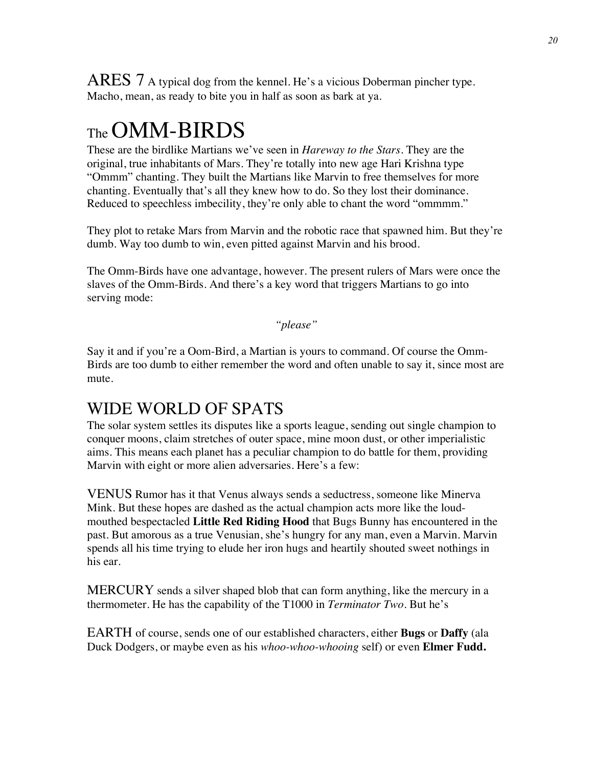ARES 7 A typical dog from the kennel. He's a vicious Doberman pincher type. Macho, mean, as ready to bite you in half as soon as bark at ya.

# The OMM-BIRDS

These are the birdlike Martians we've seen in *Hareway to the Stars*. They are the original, true inhabitants of Mars. They're totally into new age Hari Krishna type "Ommm" chanting. They built the Martians like Marvin to free themselves for more chanting. Eventually that's all they knew how to do. So they lost their dominance. Reduced to speechless imbecility, they're only able to chant the word "ommmm."

They plot to retake Mars from Marvin and the robotic race that spawned him. But they're dumb. Way too dumb to win, even pitted against Marvin and his brood.

The Omm-Birds have one advantage, however. The present rulers of Mars were once the slaves of the Omm-Birds. And there's a key word that triggers Martians to go into serving mode:

*"please"*

Say it and if you're a Oom-Bird, a Martian is yours to command. Of course the Omm-Birds are too dumb to either remember the word and often unable to say it, since most are mute.

## WIDE WORLD OF SPATS

The solar system settles its disputes like a sports league, sending out single champion to conquer moons, claim stretches of outer space, mine moon dust, or other imperialistic aims. This means each planet has a peculiar champion to do battle for them, providing Marvin with eight or more alien adversaries. Here's a few:

VENUS Rumor has it that Venus always sends a seductress, someone like Minerva Mink. But these hopes are dashed as the actual champion acts more like the loud-mouthed bespectacled **Little Red Riding Hood** that Bugs Bunny has encountered in the past. But amorous as a true Venusian, she's hungry for any man, even a Marvin. Marvin spends all his time trying to elude her iron hugs and heartily shouted sweet nothings in his ear.

MERCURY sends a silver shaped blob that can form anything, like the mercury in a thermometer. He has the capability of the T1000 in *Terminator Two*. But he's

EARTH of course, sends one of our established characters, either **Bugs** or **Daffy** (ala Duck Dodgers, or maybe even as his *whoo-whoo-whooing* self) or even **Elmer Fudd.**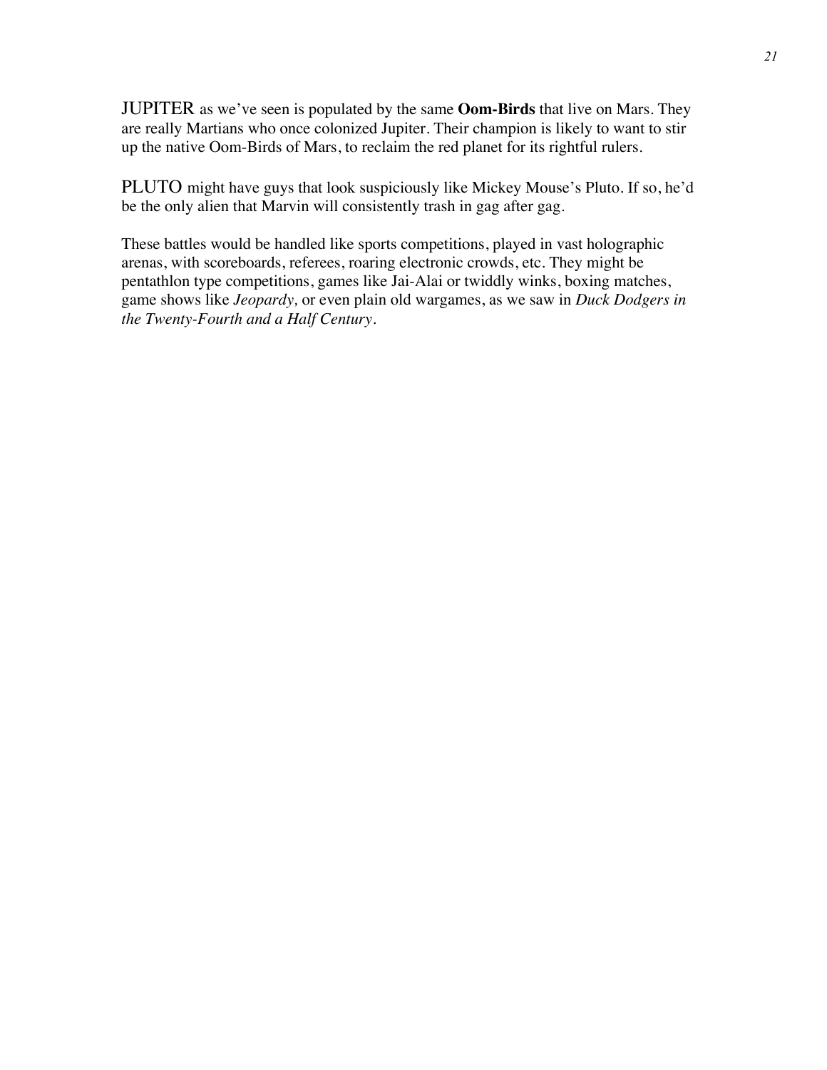JUPITER as we've seen is populated by the same **Oom-Birds** that live on Mars. They are really Martians who once colonized Jupiter. Their champion is likely to want to stir up the native Oom-Birds of Mars, to reclaim the red planet for its rightful rulers.

PLUTO might have guys that look suspiciously like Mickey Mouse's Pluto. If so, he'd be the only alien that Marvin will consistently trash in gag after gag.

These battles would be handled like sports competitions, played in vast holographic arenas, with scoreboards, referees, roaring electronic crowds, etc. They might be pentathlon type competitions, games like Jai-Alai or twiddly winks, boxing matches, game shows like *Jeopardy,* or even plain old wargames, as we saw in *Duck Dodgers in the Twenty-Fourth and a Half Century*.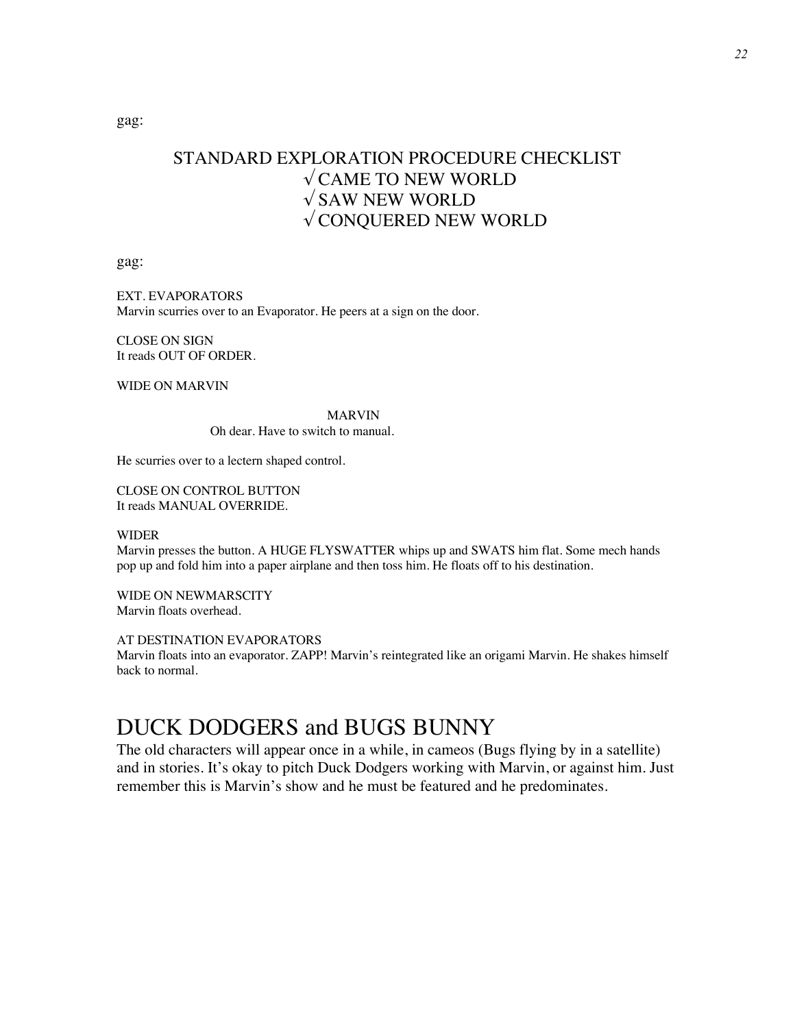gag:

STANDARD EXPLORATION PROCEDURE CHECKLIST
√ CAME TO NEW WORLD
√ SAW NEW WORLD
√ CONQUERED NEW WORLD

gag:

EXT. EVAPORATORS
Marvin scurries over to an Evaporator. He peers at a sign on the door.

CLOSE ON SIGN
It reads OUT OF ORDER.

WIDE ON MARVIN

MARVIN
Oh dear. Have to switch to manual.

He scurries over to a lectern shaped control.

CLOSE ON CONTROL BUTTON
It reads MANUAL OVERRIDE.

WIDER
Marvin presses the button. A HUGE FLYSWATTER whips up and SWATS him flat. Some mech hands pop up and fold him into a paper airplane and then toss him. He floats off to his destination.

WIDE ON NEWMARSCITY
Marvin floats overhead.

AT DESTINATION EVAPORATORS
Marvin floats into an evaporator. ZAPP! Marvin's reintegrated like an origami Marvin. He shakes himself back to normal.

# DUCK DODGERS and BUGS BUNNY

The old characters will appear once in a while, in cameos (Bugs flying by in a satellite) and in stories. It's okay to pitch Duck Dodgers working with Marvin, or against him. Just remember this is Marvin's show and he must be featured and he predominates.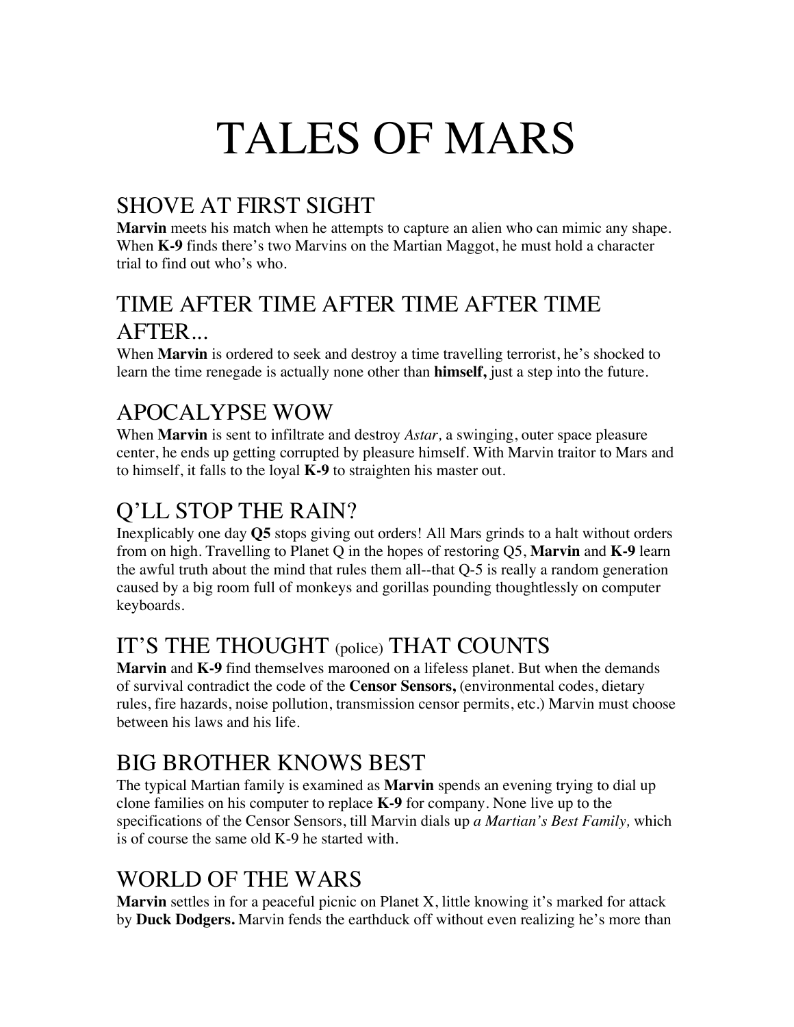# TALES OF MARS

## SHOVE AT FIRST SIGHT

**Marvin** meets his match when he attempts to capture an alien who can mimic any shape. When **K-9** finds there's two Marvins on the Martian Maggot, he must hold a character trial to find out who's who.

## TIME AFTER TIME AFTER TIME AFTER TIME AFTER...

When **Marvin** is ordered to seek and destroy a time travelling terrorist, he's shocked to learn the time renegade is actually none other than **himself,** just a step into the future.

## APOCALYPSE WOW

When **Marvin** is sent to infiltrate and destroy *Astar,* a swinging, outer space pleasure center, he ends up getting corrupted by pleasure himself. With Marvin traitor to Mars and to himself, it falls to the loyal **K-9** to straighten his master out.

## Q'LL STOP THE RAIN?

Inexplicably one day **Q5** stops giving out orders! All Mars grinds to a halt without orders from on high. Travelling to Planet Q in the hopes of restoring Q5, **Marvin** and **K-9** learn the awful truth about the mind that rules them all--that Q-5 is really a random generation caused by a big room full of monkeys and gorillas pounding thoughtlessly on computer keyboards.

## IT'S THE THOUGHT (police) THAT COUNTS

**Marvin** and **K-9** find themselves marooned on a lifeless planet. But when the demands of survival contradict the code of the **Censor Sensors,** (environmental codes, dietary rules, fire hazards, noise pollution, transmission censor permits, etc.) Marvin must choose between his laws and his life.

## BIG BROTHER KNOWS BEST

The typical Martian family is examined as **Marvin** spends an evening trying to dial up clone families on his computer to replace **K-9** for company. None live up to the specifications of the Censor Sensors, till Marvin dials up *a Martian's Best Family,* which is of course the same old K-9 he started with.

## WORLD OF THE WARS

**Marvin** settles in for a peaceful picnic on Planet X, little knowing it's marked for attack by **Duck Dodgers.** Marvin fends the earthduck off without even realizing he's more than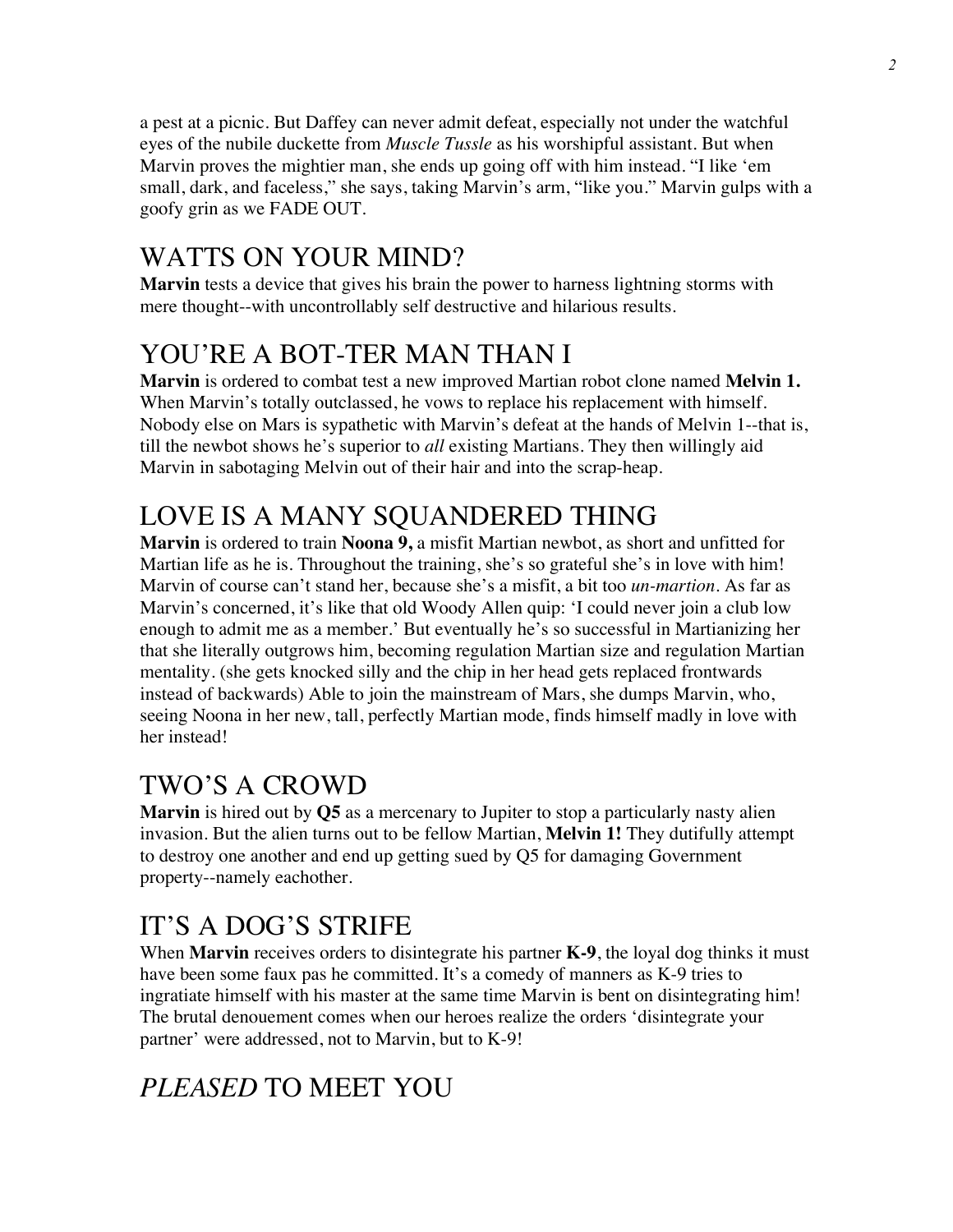a pest at a picnic. But Daffey can never admit defeat, especially not under the watchful eyes of the nubile duckette from *Muscle Tussle* as his worshipful assistant. But when Marvin proves the mightier man, she ends up going off with him instead. "I like 'em small, dark, and faceless," she says, taking Marvin's arm, "like you." Marvin gulps with a goofy grin as we FADE OUT.

## WATTS ON YOUR MIND?

**Marvin** tests a device that gives his brain the power to harness lightning storms with mere thought--with uncontrollably self destructive and hilarious results.

## YOU'RE A BOT-TER MAN THAN I

**Marvin** is ordered to combat test a new improved Martian robot clone named **Melvin 1.** When Marvin's totally outclassed, he vows to replace his replacement with himself. Nobody else on Mars is sypathetic with Marvin's defeat at the hands of Melvin 1--that is, till the newbot shows he's superior to *all* existing Martians. They then willingly aid Marvin in sabotaging Melvin out of their hair and into the scrap-heap.

## LOVE IS A MANY SQUANDERED THING

**Marvin** is ordered to train **Noona 9,** a misfit Martian newbot, as short and unfitted for Martian life as he is. Throughout the training, she's so grateful she's in love with him! Marvin of course can't stand her, because she's a misfit, a bit too *un-martion*. As far as Marvin's concerned, it's like that old Woody Allen quip: 'I could never join a club low enough to admit me as a member.' But eventually he's so successful in Martianizing her that she literally outgrows him, becoming regulation Martian size and regulation Martian mentality. (she gets knocked silly and the chip in her head gets replaced frontwards instead of backwards) Able to join the mainstream of Mars, she dumps Marvin, who, seeing Noona in her new, tall, perfectly Martian mode, finds himself madly in love with her instead!

## TWO'S A CROWD

**Marvin** is hired out by **Q5** as a mercenary to Jupiter to stop a particularly nasty alien invasion. But the alien turns out to be fellow Martian, **Melvin 1!** They dutifully attempt to destroy one another and end up getting sued by Q5 for damaging Government property--namely eachother.

## IT'S A DOG'S STRIFE

When **Marvin** receives orders to disintegrate his partner **K-9**, the loyal dog thinks it must have been some faux pas he committed. It's a comedy of manners as K-9 tries to ingratiate himself with his master at the same time Marvin is bent on disintegrating him! The brutal denouement comes when our heroes realize the orders 'disintegrate your partner' were addressed, not to Marvin, but to K-9!

## *PLEASED* TO MEET YOU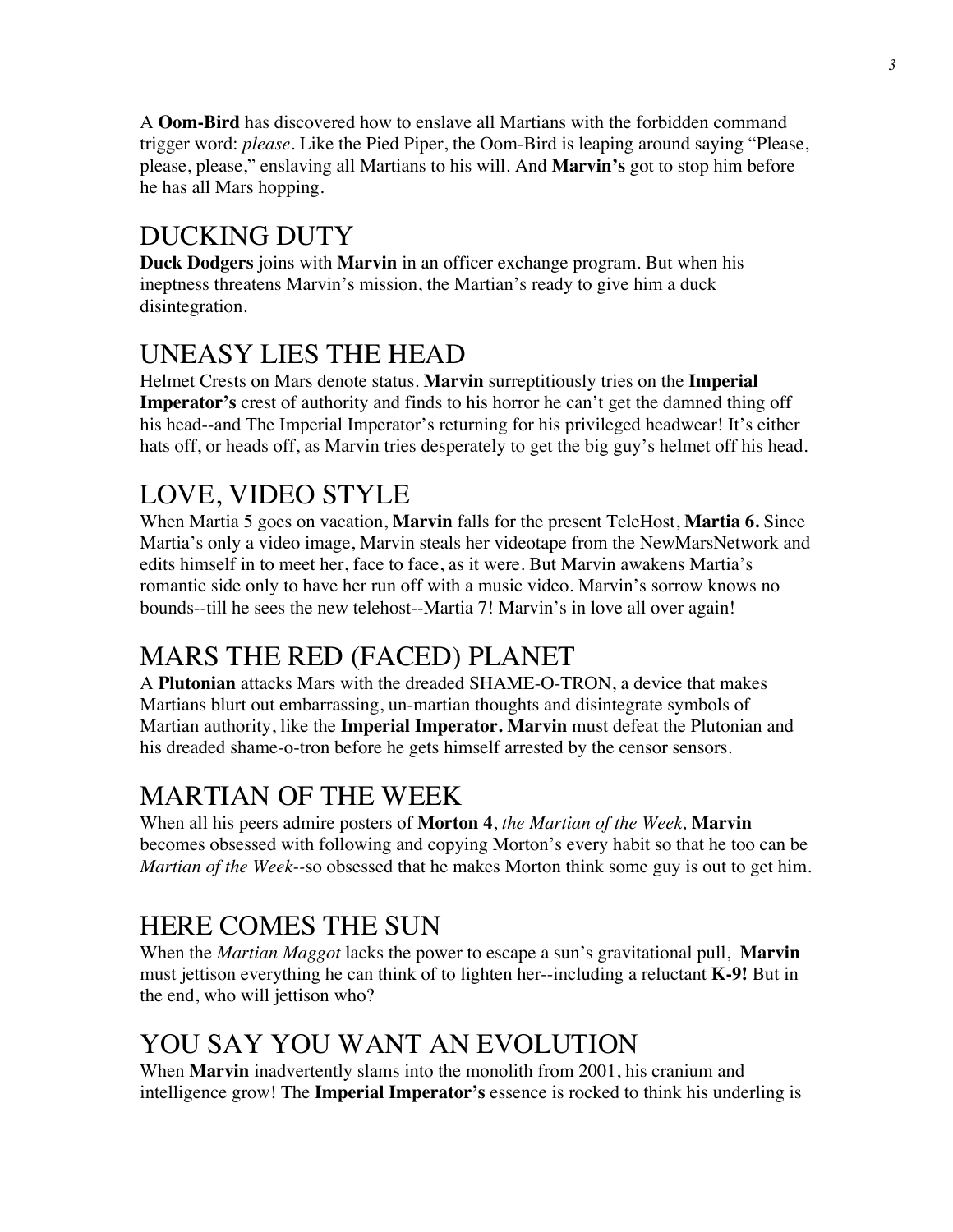A **Oom-Bird** has discovered how to enslave all Martians with the forbidden command trigger word: *please*. Like the Pied Piper, the Oom-Bird is leaping around saying "Please, please, please," enslaving all Martians to his will. And **Marvin's** got to stop him before he has all Mars hopping.

## DUCKING DUTY

**Duck Dodgers** joins with **Marvin** in an officer exchange program. But when his ineptness threatens Marvin's mission, the Martian's ready to give him a duck disintegration.

## UNEASY LIES THE HEAD

Helmet Crests on Mars denote status. **Marvin** surreptitiously tries on the **Imperial Imperator's** crest of authority and finds to his horror he can't get the damned thing off his head--and The Imperial Imperator's returning for his privileged headwear! It's either hats off, or heads off, as Marvin tries desperately to get the big guy's helmet off his head.

## LOVE, VIDEO STYLE

When Martia 5 goes on vacation, **Marvin** falls for the present TeleHost, **Martia 6.** Since Martia's only a video image, Marvin steals her videotape from the NewMarsNetwork and edits himself in to meet her, face to face, as it were. But Marvin awakens Martia's romantic side only to have her run off with a music video. Marvin's sorrow knows no bounds--till he sees the new telehost--Martia 7! Marvin's in love all over again!

## MARS THE RED (FACED) PLANET

A **Plutonian** attacks Mars with the dreaded SHAME-O-TRON, a device that makes Martians blurt out embarrassing, un-martian thoughts and disintegrate symbols of Martian authority, like the **Imperial Imperator. Marvin** must defeat the Plutonian and his dreaded shame-o-tron before he gets himself arrested by the censor sensors.

## MARTIAN OF THE WEEK

When all his peers admire posters of **Morton 4**, *the Martian of the Week,* **Marvin** becomes obsessed with following and copying Morton's every habit so that he too can be *Martian of the Week*--so obsessed that he makes Morton think some guy is out to get him.

## HERE COMES THE SUN

When the *Martian Maggot* lacks the power to escape a sun's gravitational pull, **Marvin** must jettison everything he can think of to lighten her--including a reluctant **K-9!** But in the end, who will jettison who?

## YOU SAY YOU WANT AN EVOLUTION

When **Marvin** inadvertently slams into the monolith from 2001, his cranium and intelligence grow! The **Imperial Imperator's** essence is rocked to think his underling is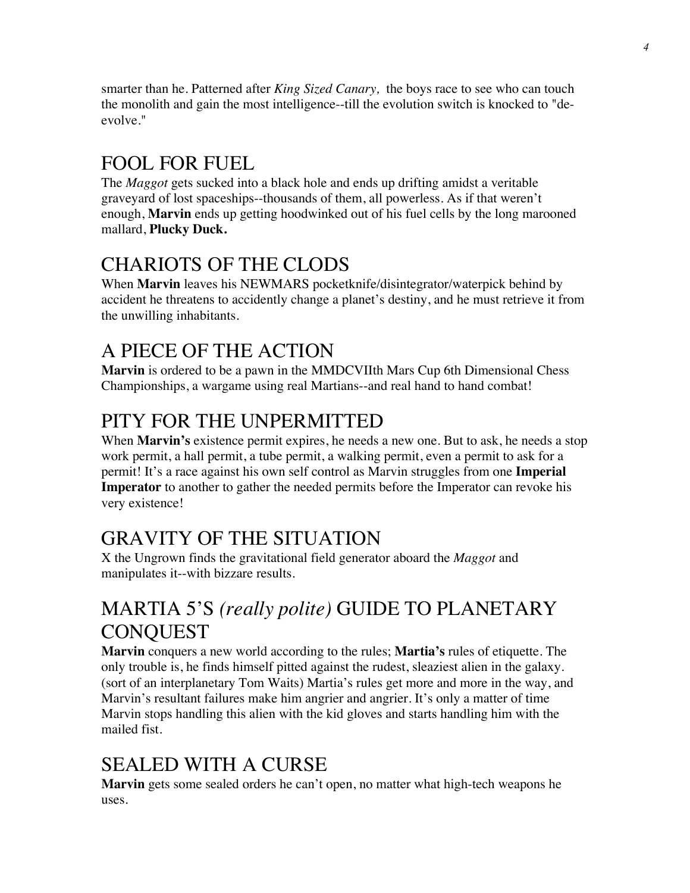smarter than he. Patterned after *King Sized Canary,* the boys race to see who can touch the monolith and gain the most intelligence--till the evolution switch is knocked to "de-evolve."

## FOOL FOR FUEL

The *Maggot* gets sucked into a black hole and ends up drifting amidst a veritable graveyard of lost spaceships--thousands of them, all powerless. As if that weren't enough, **Marvin** ends up getting hoodwinked out of his fuel cells by the long marooned mallard, **Plucky Duck.**

## CHARIOTS OF THE CLODS

When **Marvin** leaves his NEWMARS pocketknife/disintegrator/waterpick behind by accident he threatens to accidently change a planet's destiny, and he must retrieve it from the unwilling inhabitants.

## A PIECE OF THE ACTION

**Marvin** is ordered to be a pawn in the MMDCVIIth Mars Cup 6th Dimensional Chess Championships, a wargame using real Martians--and real hand to hand combat!

## PITY FOR THE UNPERMITTED

When **Marvin's** existence permit expires, he needs a new one. But to ask, he needs a stop work permit, a hall permit, a tube permit, a walking permit, even a permit to ask for a permit! It's a race against his own self control as Marvin struggles from one **Imperial Imperator** to another to gather the needed permits before the Imperator can revoke his very existence!

## GRAVITY OF THE SITUATION

X the Ungrown finds the gravitational field generator aboard the *Maggot* and manipulates it--with bizzare results.

## MARTIA 5'S *(really polite)* GUIDE TO PLANETARY CONQUEST

**Marvin** conquers a new world according to the rules; **Martia's** rules of etiquette. The only trouble is, he finds himself pitted against the rudest, sleaziest alien in the galaxy. (sort of an interplanetary Tom Waits) Martia's rules get more and more in the way, and Marvin's resultant failures make him angrier and angrier. It's only a matter of time Marvin stops handling this alien with the kid gloves and starts handling him with the mailed fist.

## SEALED WITH A CURSE

**Marvin** gets some sealed orders he can't open, no matter what high-tech weapons he uses.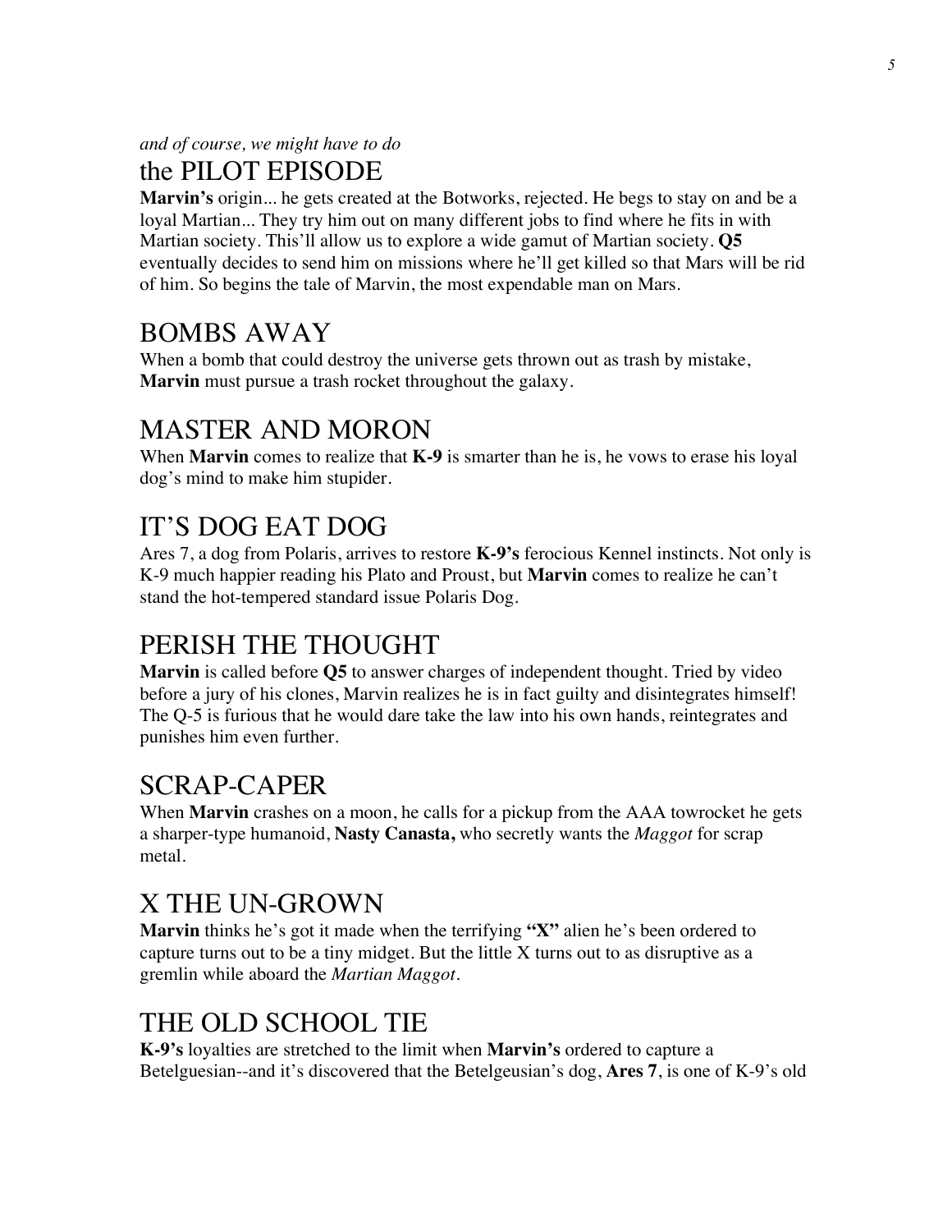*and of course, we might have to do*

## the PILOT EPISODE

**Marvin's** origin... he gets created at the Botworks, rejected. He begs to stay on and be a loyal Martian... They try him out on many different jobs to find where he fits in with Martian society. This'll allow us to explore a wide gamut of Martian society. **Q5** eventually decides to send him on missions where he'll get killed so that Mars will be rid of him. So begins the tale of Marvin, the most expendable man on Mars.

## BOMBS AWAY

When a bomb that could destroy the universe gets thrown out as trash by mistake, **Marvin** must pursue a trash rocket throughout the galaxy.

## MASTER AND MORON

When **Marvin** comes to realize that **K-9** is smarter than he is, he vows to erase his loyal dog's mind to make him stupider.

## IT'S DOG EAT DOG

Ares 7, a dog from Polaris, arrives to restore **K-9's** ferocious Kennel instincts. Not only is K-9 much happier reading his Plato and Proust, but **Marvin** comes to realize he can't stand the hot-tempered standard issue Polaris Dog.

## PERISH THE THOUGHT

**Marvin** is called before **Q5** to answer charges of independent thought. Tried by video before a jury of his clones, Marvin realizes he is in fact guilty and disintegrates himself! The Q-5 is furious that he would dare take the law into his own hands, reintegrates and punishes him even further.

## SCRAP-CAPER

When **Marvin** crashes on a moon, he calls for a pickup from the AAA towrocket he gets a sharper-type humanoid, **Nasty Canasta,** who secretly wants the *Maggot* for scrap metal.

## X THE UN-GROWN

**Marvin** thinks he's got it made when the terrifying **"X"** alien he's been ordered to capture turns out to be a tiny midget. But the little X turns out to as disruptive as a gremlin while aboard the *Martian Maggot*.

## THE OLD SCHOOL TIE

**K-9's** loyalties are stretched to the limit when **Marvin's** ordered to capture a Betelguesian--and it's discovered that the Betelgeusian's dog, **Ares 7**, is one of K-9's old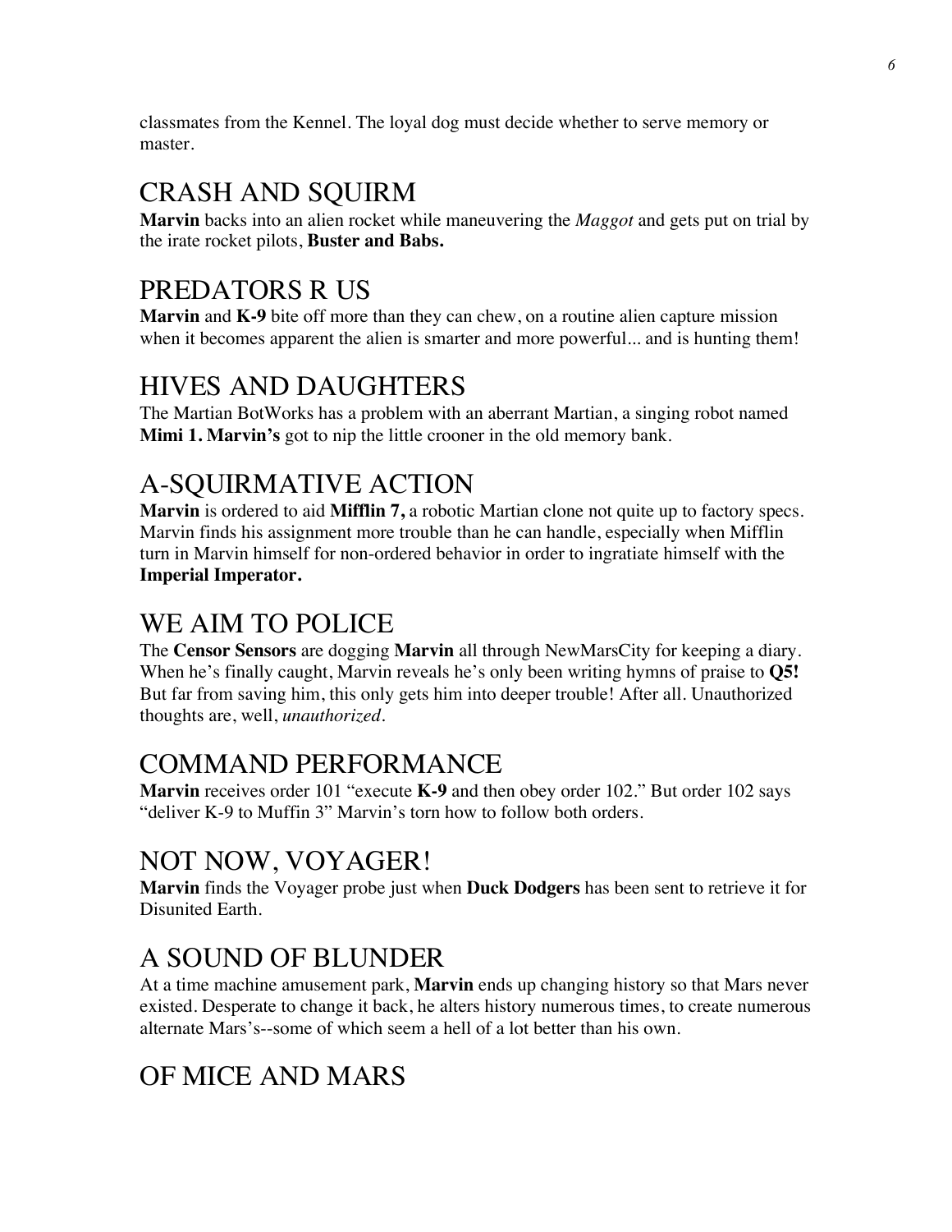classmates from the Kennel. The loyal dog must decide whether to serve memory or master.

## CRASH AND SQUIRM

**Marvin** backs into an alien rocket while maneuvering the *Maggot* and gets put on trial by the irate rocket pilots, **Buster and Babs.**

## PREDATORS R US

**Marvin** and **K-9** bite off more than they can chew, on a routine alien capture mission when it becomes apparent the alien is smarter and more powerful... and is hunting them!

## HIVES AND DAUGHTERS

The Martian BotWorks has a problem with an aberrant Martian, a singing robot named **Mimi 1. Marvin's** got to nip the little crooner in the old memory bank.

## A-SQUIRMATIVE ACTION

**Marvin** is ordered to aid **Mifflin 7,** a robotic Martian clone not quite up to factory specs. Marvin finds his assignment more trouble than he can handle, especially when Mifflin turn in Marvin himself for non-ordered behavior in order to ingratiate himself with the **Imperial Imperator.**

## WE AIM TO POLICE

The **Censor Sensors** are dogging **Marvin** all through NewMarsCity for keeping a diary. When he's finally caught, Marvin reveals he's only been writing hymns of praise to **Q5!** But far from saving him, this only gets him into deeper trouble! After all. Unauthorized thoughts are, well, *unauthorized*.

## COMMAND PERFORMANCE

**Marvin** receives order 101 "execute **K-9** and then obey order 102." But order 102 says "deliver K-9 to Muffin 3" Marvin's torn how to follow both orders.

## NOT NOW, VOYAGER!

**Marvin** finds the Voyager probe just when **Duck Dodgers** has been sent to retrieve it for Disunited Earth.

## A SOUND OF BLUNDER

At a time machine amusement park, **Marvin** ends up changing history so that Mars never existed. Desperate to change it back, he alters history numerous times, to create numerous alternate Mars's--some of which seem a hell of a lot better than his own.

## OF MICE AND MARS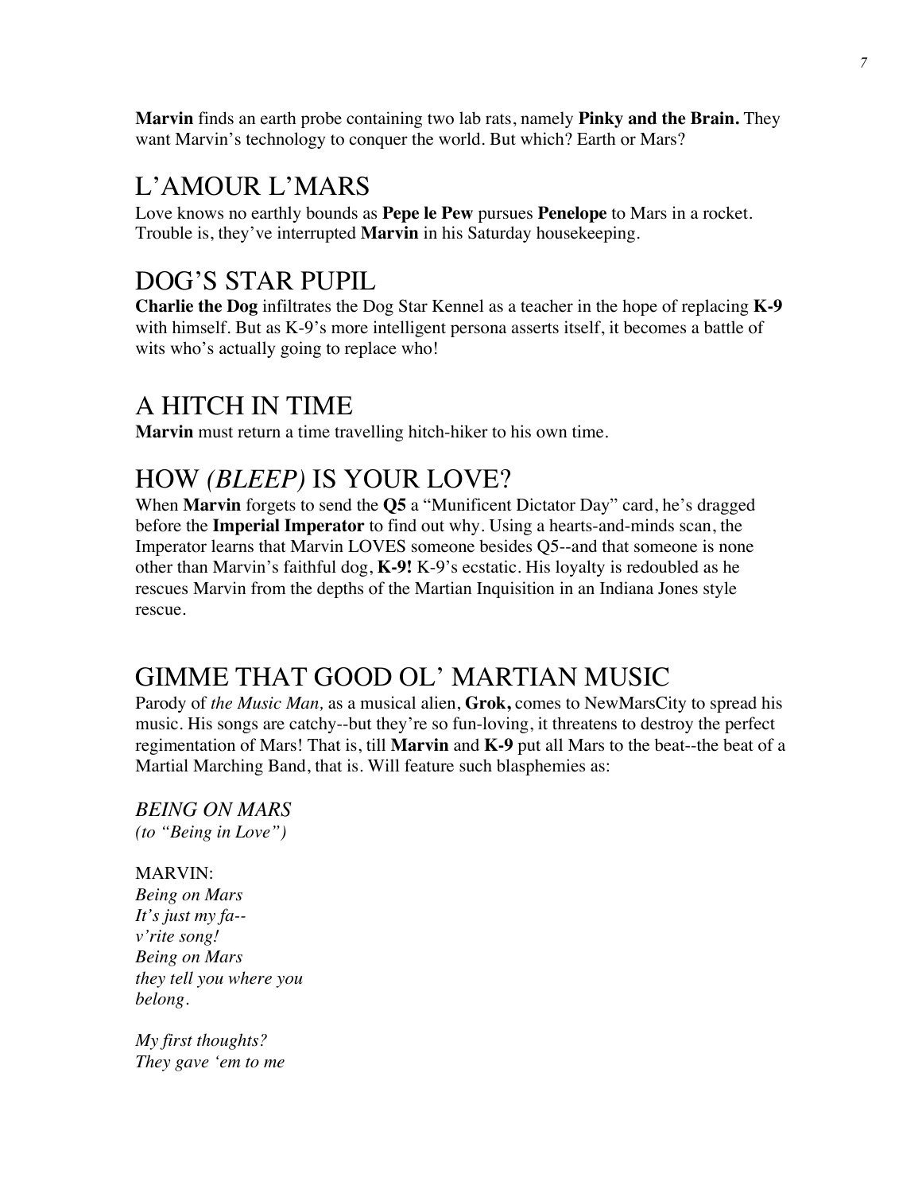**Marvin** finds an earth probe containing two lab rats, namely **Pinky and the Brain.** They want Marvin's technology to conquer the world. But which? Earth or Mars?

## L'AMOUR L'MARS

Love knows no earthly bounds as **Pepe le Pew** pursues **Penelope** to Mars in a rocket. Trouble is, they've interrupted **Marvin** in his Saturday housekeeping.

## DOG'S STAR PUPIL

**Charlie the Dog** infiltrates the Dog Star Kennel as a teacher in the hope of replacing **K-9** with himself. But as K-9's more intelligent persona asserts itself, it becomes a battle of wits who's actually going to replace who!

## A HITCH IN TIME

**Marvin** must return a time travelling hitch-hiker to his own time.

## HOW *(BLEEP)* IS YOUR LOVE?

When **Marvin** forgets to send the **Q5** a "Munificent Dictator Day" card, he's dragged before the **Imperial Imperator** to find out why. Using a hearts-and-minds scan, the Imperator learns that Marvin LOVES someone besides Q5--and that someone is none other than Marvin's faithful dog, **K-9!** K-9's ecstatic. His loyalty is redoubled as he rescues Marvin from the depths of the Martian Inquisition in an Indiana Jones style rescue.

## GIMME THAT GOOD OL' MARTIAN MUSIC

Parody of *the Music Man,* as a musical alien, **Grok,** comes to NewMarsCity to spread his music. His songs are catchy--but they're so fun-loving, it threatens to destroy the perfect regimentation of Mars! That is, till **Marvin** and **K-9** put all Mars to the beat--the beat of a Martial Marching Band, that is. Will feature such blasphemies as:

*BEING ON MARS*
*(to "Being in Love")*

MARVIN:
*Being on Mars*
*It's just my fa--*
*v'rite song!*
*Being on Mars*
*they tell you where you*
*belong.*

*My first thoughts?*
*They gave 'em to me*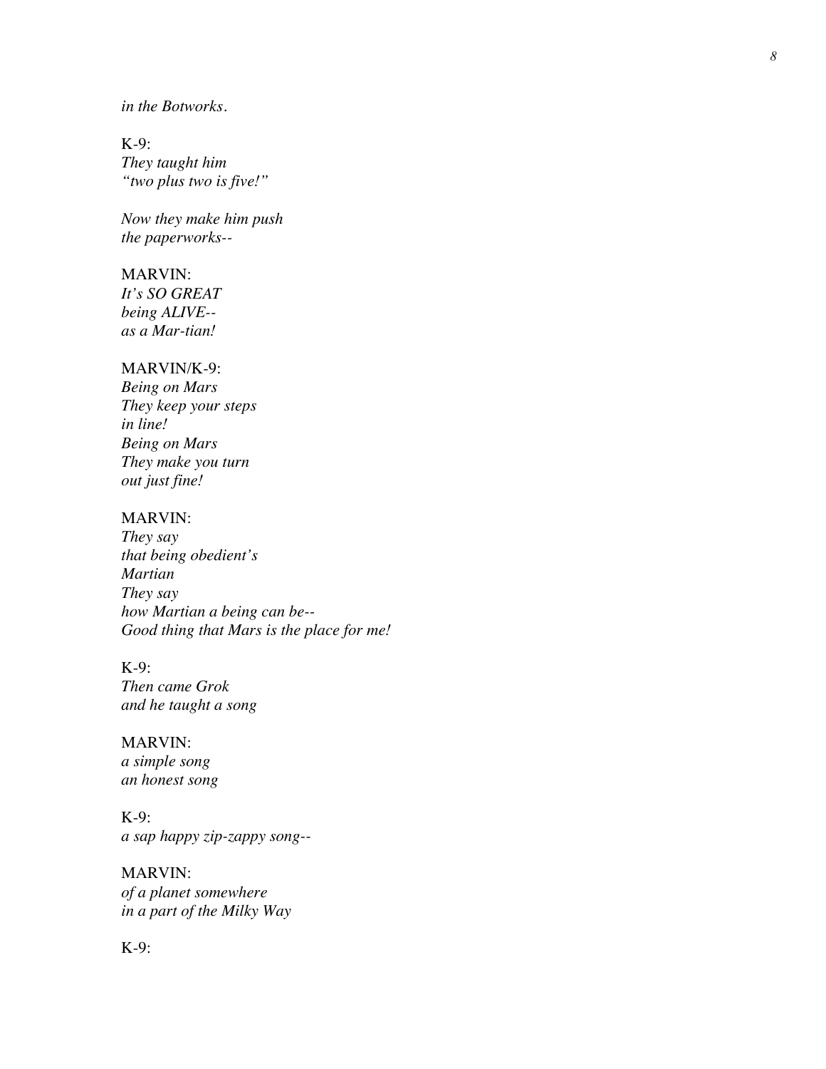*in the Botworks.*

K-9:
*They taught him*
*"two plus two is five!"*

*Now they make him push*
*the paperworks--*

MARVIN:
*It's SO GREAT*
*being ALIVE--*
*as a Mar-tian!*

MARVIN/K-9:
*Being on Mars*
*They keep your steps*
*in line!*
*Being on Mars*
*They make you turn*
*out just fine!*

MARVIN:
*They say*
*that being obedient's*
*Martian*
*They say*
*how Martian a being can be--*
*Good thing that Mars is the place for me!*

K-9:
*Then came Grok*
*and he taught a song*

MARVIN:
*a simple song*
*an honest song*

K-9:
*a sap happy zip-zappy song--*

MARVIN:
*of a planet somewhere*
*in a part of the Milky Way*

K-9: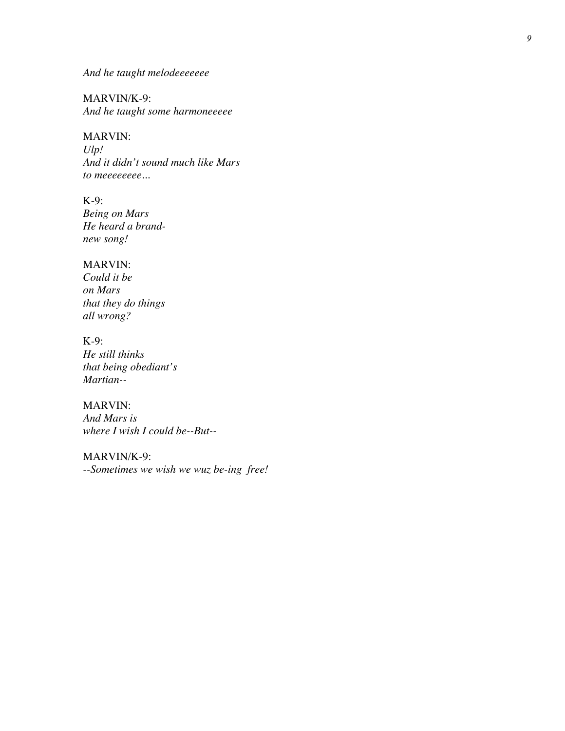*And he taught melodeeeeeee*

MARVIN/K-9:
*And he taught some harmoneeeee*

MARVIN:
*Ulp!*
*And it didn't sound much like Mars*
*to meeeeeeee…*

K-9:
*Being on Mars*
*He heard a brand-*
*new song!*

MARVIN:
*Could it be*
*on Mars*
*that they do things*
*all wrong?*

K-9:
*He still thinks*
*that being obediant's*
*Martian--*

MARVIN:
*And Mars is*
*where I wish I could be--But--*

MARVIN/K-9:
*--Sometimes we wish we wuz be-ing free!*